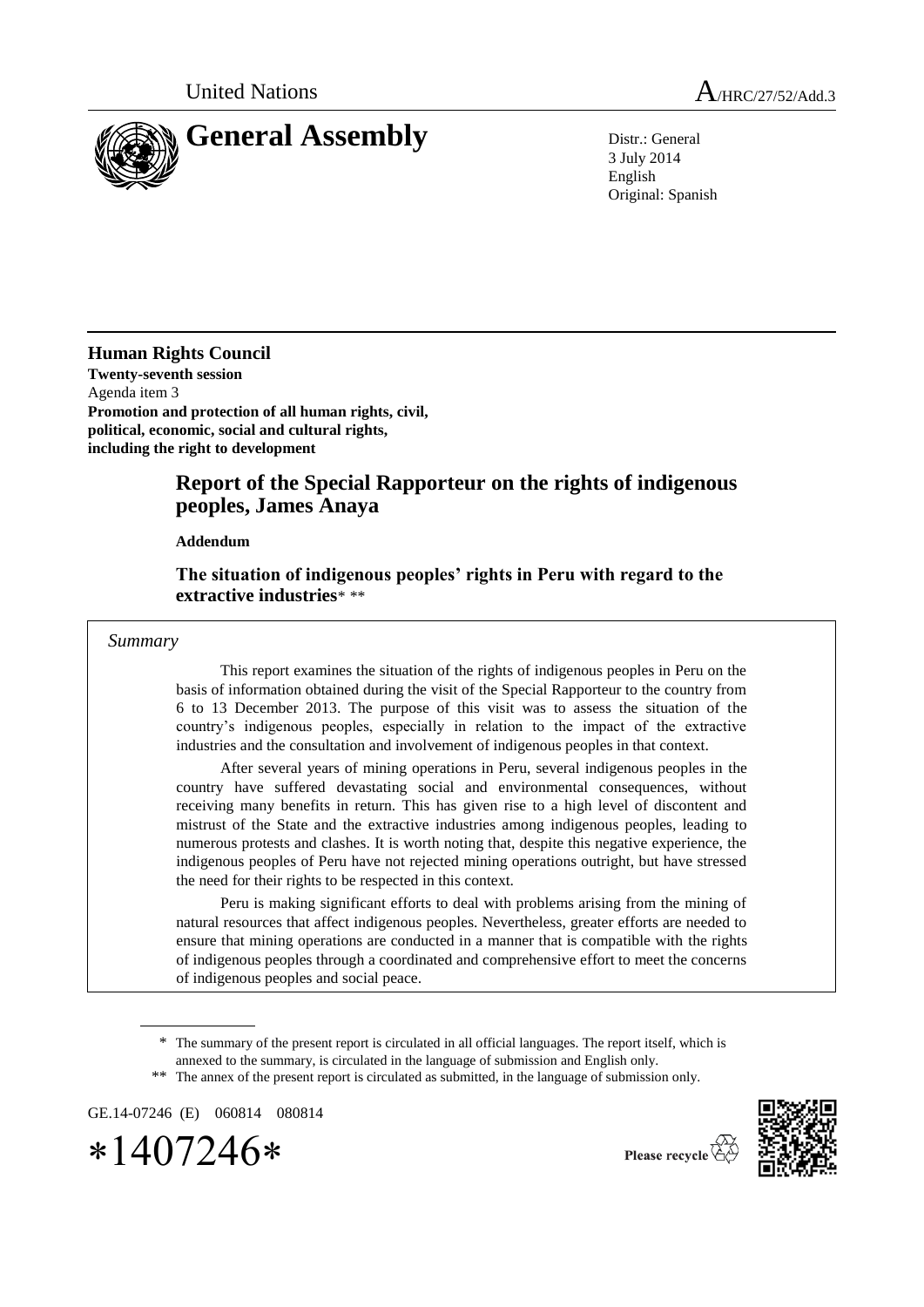United Nations

A/HRC/27/52/Add.3

# General Assembly

Distr.: General
3 July 2014
English
Original: Spanish

**Human Rights Council**
**Twenty-seventh session**
Agenda item 3
**Promotion and protection of all human rights, civil, political, economic, social and cultural rights, including the right to development**

## Report of the Special Rapporteur on the rights of indigenous peoples, James Anaya

**Addendum**

### The situation of indigenous peoples' rights in Peru with regard to the extractive industries* **

*Summary*

This report examines the situation of the rights of indigenous peoples in Peru on the basis of information obtained during the visit of the Special Rapporteur to the country from 6 to 13 December 2013. The purpose of this visit was to assess the situation of the country's indigenous peoples, especially in relation to the impact of the extractive industries and the consultation and involvement of indigenous peoples in that context.

After several years of mining operations in Peru, several indigenous peoples in the country have suffered devastating social and environmental consequences, without receiving many benefits in return. This has given rise to a high level of discontent and mistrust of the State and the extractive industries among indigenous peoples, leading to numerous protests and clashes. It is worth noting that, despite this negative experience, the indigenous peoples of Peru have not rejected mining operations outright, but have stressed the need for their rights to be respected in this context.

Peru is making significant efforts to deal with problems arising from the mining of natural resources that affect indigenous peoples. Nevertheless, greater efforts are needed to ensure that mining operations are conducted in a manner that is compatible with the rights of indigenous peoples through a coordinated and comprehensive effort to meet the concerns of indigenous peoples and social peace.

\* The summary of the present report is circulated in all official languages. The report itself, which is annexed to the summary, is circulated in the language of submission and English only.

\*\* The annex of the present report is circulated as submitted, in the language of submission only.

GE.14-07246 (E) 060814 080814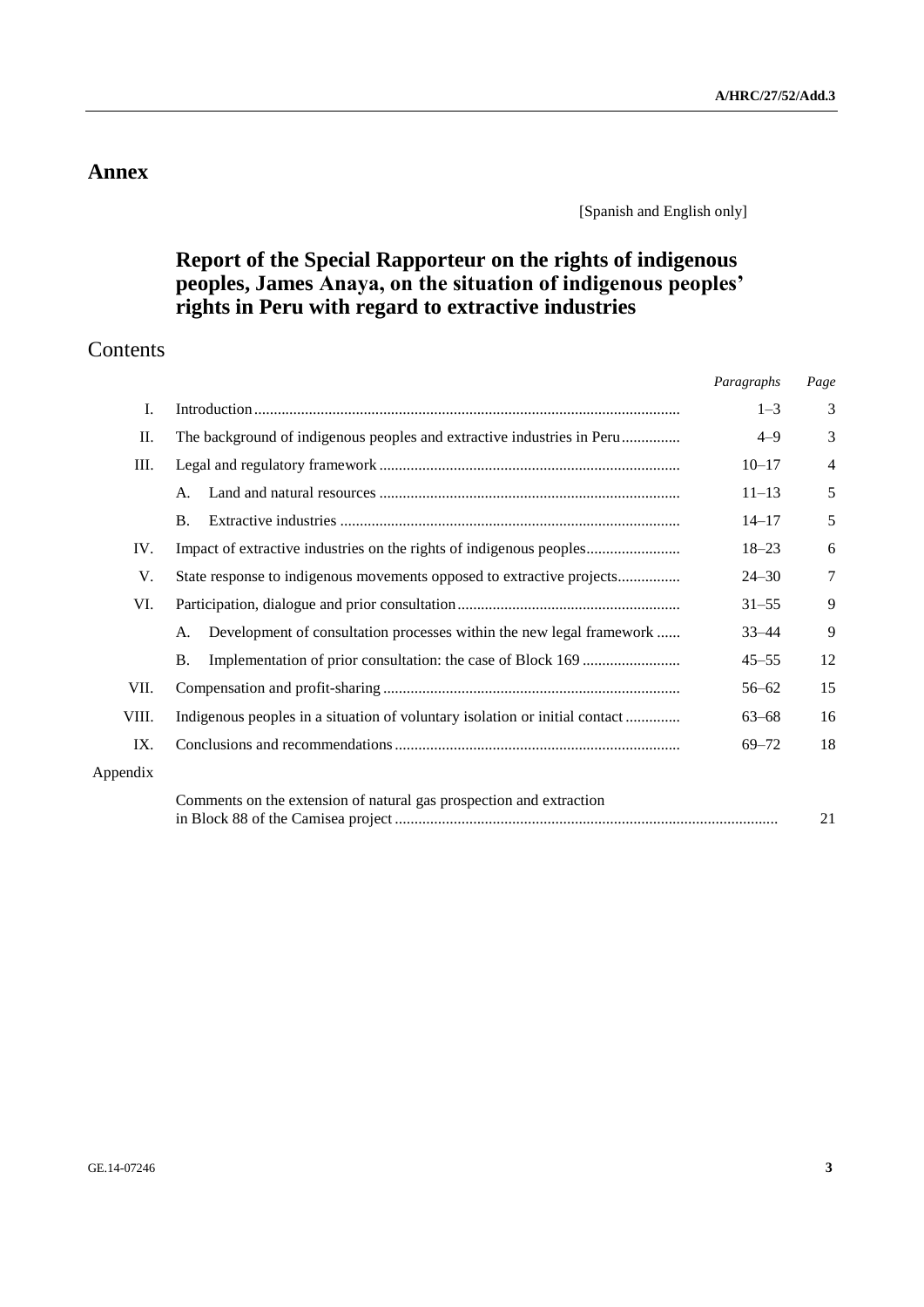# Annex

[Spanish and English only]

## Report of the Special Rapporteur on the rights of indigenous peoples, James Anaya, on the situation of indigenous peoples' rights in Peru with regard to extractive industries

## Contents

| | | *Paragraphs* | *Page* |
|---|---|---|---|
| I. | Introduction | 1–3 | 3 |
| II. | The background of indigenous peoples and extractive industries in Peru | 4–9 | 3 |
| III. | Legal and regulatory framework | 10–17 | 4 |
| | A. Land and natural resources | 11–13 | 5 |
| | B. Extractive industries | 14–17 | 5 |
| IV. | Impact of extractive industries on the rights of indigenous peoples | 18–23 | 6 |
| V. | State response to indigenous movements opposed to extractive projects | 24–30 | 7 |
| VI. | Participation, dialogue and prior consultation | 31–55 | 9 |
| | A. Development of consultation processes within the new legal framework | 33–44 | 9 |
| | B. Implementation of prior consultation: the case of Block 169 | 45–55 | 12 |
| VII. | Compensation and profit-sharing | 56–62 | 15 |
| VIII. | Indigenous peoples in a situation of voluntary isolation or initial contact | 63–68 | 16 |
| IX. | Conclusions and recommendations | 69–72 | 18 |
| Appendix | | | |
| | Comments on the extension of natural gas prospection and extraction in Block 88 of the Camisea project | | 21 |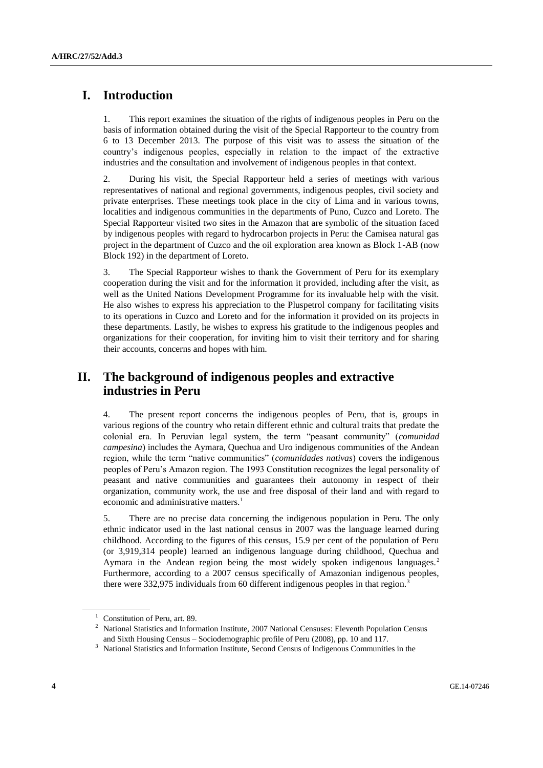# I. Introduction

1. This report examines the situation of the rights of indigenous peoples in Peru on the basis of information obtained during the visit of the Special Rapporteur to the country from 6 to 13 December 2013. The purpose of this visit was to assess the situation of the country's indigenous peoples, especially in relation to the impact of the extractive industries and the consultation and involvement of indigenous peoples in that context.

2. During his visit, the Special Rapporteur held a series of meetings with various representatives of national and regional governments, indigenous peoples, civil society and private enterprises. These meetings took place in the city of Lima and in various towns, localities and indigenous communities in the departments of Puno, Cuzco and Loreto. The Special Rapporteur visited two sites in the Amazon that are symbolic of the situation faced by indigenous peoples with regard to hydrocarbon projects in Peru: the Camisea natural gas project in the department of Cuzco and the oil exploration area known as Block 1-AB (now Block 192) in the department of Loreto.

3. The Special Rapporteur wishes to thank the Government of Peru for its exemplary cooperation during the visit and for the information it provided, including after the visit, as well as the United Nations Development Programme for its invaluable help with the visit. He also wishes to express his appreciation to the Pluspetrol company for facilitating visits to its operations in Cuzco and Loreto and for the information it provided on its projects in these departments. Lastly, he wishes to express his gratitude to the indigenous peoples and organizations for their cooperation, for inviting him to visit their territory and for sharing their accounts, concerns and hopes with him.

# II. The background of indigenous peoples and extractive industries in Peru

4. The present report concerns the indigenous peoples of Peru, that is, groups in various regions of the country who retain different ethnic and cultural traits that predate the colonial era. In Peruvian legal system, the term "peasant community" (*comunidad campesina*) includes the Aymara, Quechua and Uro indigenous communities of the Andean region, while the term "native communities" (*comunidades nativas*) covers the indigenous peoples of Peru's Amazon region. The 1993 Constitution recognizes the legal personality of peasant and native communities and guarantees their autonomy in respect of their organization, community work, the use and free disposal of their land and with regard to economic and administrative matters.[1]

5. There are no precise data concerning the indigenous population in Peru. The only ethnic indicator used in the last national census in 2007 was the language learned during childhood. According to the figures of this census, 15.9 per cent of the population of Peru (or 3,919,314 people) learned an indigenous language during childhood, Quechua and Aymara in the Andean region being the most widely spoken indigenous languages.[2] Furthermore, according to a 2007 census specifically of Amazonian indigenous peoples, there were 332,975 individuals from 60 different indigenous peoples in that region.[3]

---

[1] Constitution of Peru, art. 89.

[2] National Statistics and Information Institute, 2007 National Censuses: Eleventh Population Census and Sixth Housing Census – Sociodemographic profile of Peru (2008), pp. 10 and 117.

[3] National Statistics and Information Institute, Second Census of Indigenous Communities in the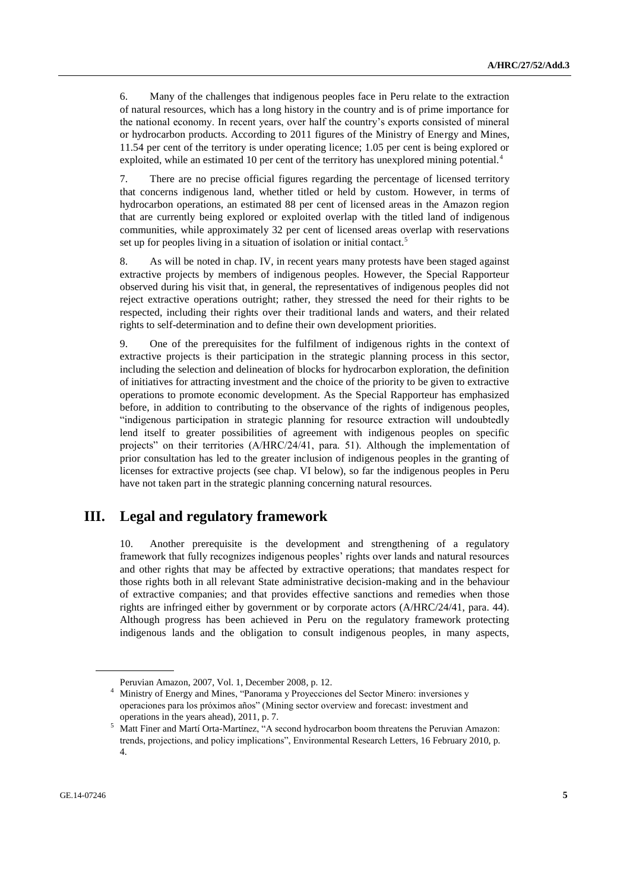6. Many of the challenges that indigenous peoples face in Peru relate to the extraction of natural resources, which has a long history in the country and is of prime importance for the national economy. In recent years, over half the country's exports consisted of mineral or hydrocarbon products. According to 2011 figures of the Ministry of Energy and Mines, 11.54 per cent of the territory is under operating licence; 1.05 per cent is being explored or exploited, while an estimated 10 per cent of the territory has unexplored mining potential.[4]

7. There are no precise official figures regarding the percentage of licensed territory that concerns indigenous land, whether titled or held by custom. However, in terms of hydrocarbon operations, an estimated 88 per cent of licensed areas in the Amazon region that are currently being explored or exploited overlap with the titled land of indigenous communities, while approximately 32 per cent of licensed areas overlap with reservations set up for peoples living in a situation of isolation or initial contact.[5]

8. As will be noted in chap. IV, in recent years many protests have been staged against extractive projects by members of indigenous peoples. However, the Special Rapporteur observed during his visit that, in general, the representatives of indigenous peoples did not reject extractive operations outright; rather, they stressed the need for their rights to be respected, including their rights over their traditional lands and waters, and their related rights to self-determination and to define their own development priorities.

9. One of the prerequisites for the fulfilment of indigenous rights in the context of extractive projects is their participation in the strategic planning process in this sector, including the selection and delineation of blocks for hydrocarbon exploration, the definition of initiatives for attracting investment and the choice of the priority to be given to extractive operations to promote economic development. As the Special Rapporteur has emphasized before, in addition to contributing to the observance of the rights of indigenous peoples, "indigenous participation in strategic planning for resource extraction will undoubtedly lend itself to greater possibilities of agreement with indigenous peoples on specific projects" on their territories (A/HRC/24/41, para. 51). Although the implementation of prior consultation has led to the greater inclusion of indigenous peoples in the granting of licenses for extractive projects (see chap. VI below), so far the indigenous peoples in Peru have not taken part in the strategic planning concerning natural resources.

## III. Legal and regulatory framework

10. Another prerequisite is the development and strengthening of a regulatory framework that fully recognizes indigenous peoples' rights over lands and natural resources and other rights that may be affected by extractive operations; that mandates respect for those rights both in all relevant State administrative decision-making and in the behaviour of extractive companies; and that provides effective sanctions and remedies when those rights are infringed either by government or by corporate actors (A/HRC/24/41, para. 44). Although progress has been achieved in Peru on the regulatory framework protecting indigenous lands and the obligation to consult indigenous peoples, in many aspects,

---

Peruvian Amazon, 2007, Vol. 1, December 2008, p. 12.

[4] Ministry of Energy and Mines, "Panorama y Proyecciones del Sector Minero: inversiones y operaciones para los próximos años" (Mining sector overview and forecast: investment and operations in the years ahead), 2011, p. 7.

[5] Matt Finer and Martí Orta-Martínez, "A second hydrocarbon boom threatens the Peruvian Amazon: trends, projections, and policy implications", Environmental Research Letters, 16 February 2010, p. 4.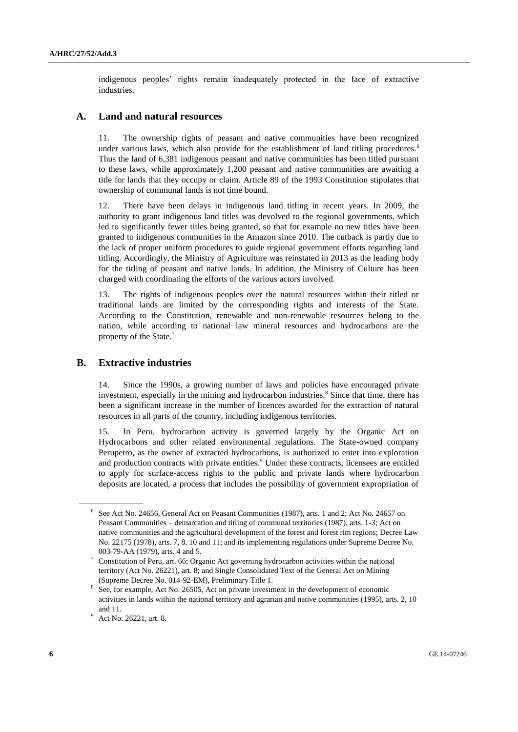indigenous peoples' rights remain inadequately protected in the face of extractive industries.

## A. Land and natural resources

11. The ownership rights of peasant and native communities have been recognized under various laws, which also provide for the establishment of land titling procedures.[6] Thus the land of 6,381 indigenous peasant and native communities has been titled pursuant to these laws, while approximately 1,200 peasant and native communities are awaiting a title for lands that they occupy or claim. Article 89 of the 1993 Constitution stipulates that ownership of communal lands is not time bound.

12. There have been delays in indigenous land titling in recent years. In 2009, the authority to grant indigenous land titles was devolved to the regional governments, which led to significantly fewer titles being granted, so that for example no new titles have been granted to indigenous communities in the Amazon since 2010. The cutback is partly due to the lack of proper uniform procedures to guide regional government efforts regarding land titling. Accordingly, the Ministry of Agriculture was reinstated in 2013 as the leading body for the titling of peasant and native lands. In addition, the Ministry of Culture has been charged with coordinating the efforts of the various actors involved.

13. The rights of indigenous peoples over the natural resources within their titled or traditional lands are limited by the corresponding rights and interests of the State. According to the Constitution, renewable and non-renewable resources belong to the nation, while according to national law mineral resources and hydrocarbons are the property of the State.[7]

## B. Extractive industries

14. Since the 1990s, a growing number of laws and policies have encouraged private investment, especially in the mining and hydrocarbon industries.[8] Since that time, there has been a significant increase in the number of licences awarded for the extraction of natural resources in all parts of the country, including indigenous territories.

15. In Peru, hydrocarbon activity is governed largely by the Organic Act on Hydrocarbons and other related environmental regulations. The State-owned company Perupetro, as the owner of extracted hydrocarbons, is authorized to enter into exploration and production contracts with private entities.[9] Under these contracts, licensees are entitled to apply for surface-access rights to the public and private lands where hydrocarbon deposits are located, a process that includes the possibility of government expropriation of

---

[6] See Act No. 24656, General Act on Peasant Communities (1987), arts. 1 and 2; Act No. 24657 on Peasant Communities – demarcation and titling of communal territories (1987), arts. 1-3; Act on native communities and the agricultural development of the forest and forest rim regions; Decree Law No. 22175 (1978), arts. 7, 8, 10 and 11; and its implementing regulations under Supreme Decree No. 003-79-AA (1979), arts. 4 and 5.

[7] Constitution of Peru, art. 66; Organic Act governing hydrocarbon activities within the national territory (Act No. 26221), art. 8; and Single Consolidated Text of the General Act on Mining (Supreme Decree No. 014-92-EM), Preliminary Title 1.

[8] See, for example, Act No. 26505, Act on private investment in the development of economic activities in lands within the national territory and agrarian and native communities (1995), arts. 2, 10 and 11.

[9] Act No. 26221, art. 8.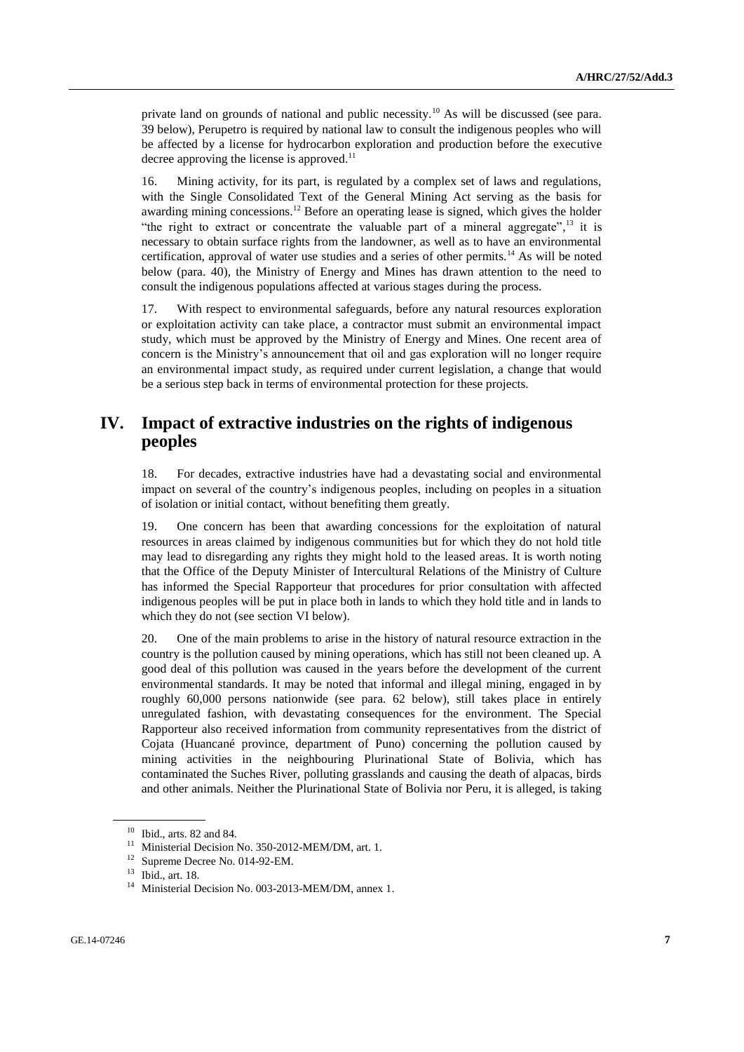private land on grounds of national and public necessity.[10] As will be discussed (see para. 39 below), Perupetro is required by national law to consult the indigenous peoples who will be affected by a license for hydrocarbon exploration and production before the executive decree approving the license is approved.[11]

16. Mining activity, for its part, is regulated by a complex set of laws and regulations, with the Single Consolidated Text of the General Mining Act serving as the basis for awarding mining concessions.[12] Before an operating lease is signed, which gives the holder "the right to extract or concentrate the valuable part of a mineral aggregate",[13] it is necessary to obtain surface rights from the landowner, as well as to have an environmental certification, approval of water use studies and a series of other permits.[14] As will be noted below (para. 40), the Ministry of Energy and Mines has drawn attention to the need to consult the indigenous populations affected at various stages during the process.

17. With respect to environmental safeguards, before any natural resources exploration or exploitation activity can take place, a contractor must submit an environmental impact study, which must be approved by the Ministry of Energy and Mines. One recent area of concern is the Ministry's announcement that oil and gas exploration will no longer require an environmental impact study, as required under current legislation, a change that would be a serious step back in terms of environmental protection for these projects.

# IV. Impact of extractive industries on the rights of indigenous peoples

18. For decades, extractive industries have had a devastating social and environmental impact on several of the country's indigenous peoples, including on peoples in a situation of isolation or initial contact, without benefiting them greatly.

19. One concern has been that awarding concessions for the exploitation of natural resources in areas claimed by indigenous communities but for which they do not hold title may lead to disregarding any rights they might hold to the leased areas. It is worth noting that the Office of the Deputy Minister of Intercultural Relations of the Ministry of Culture has informed the Special Rapporteur that procedures for prior consultation with affected indigenous peoples will be put in place both in lands to which they hold title and in lands to which they do not (see section VI below).

20. One of the main problems to arise in the history of natural resource extraction in the country is the pollution caused by mining operations, which has still not been cleaned up. A good deal of this pollution was caused in the years before the development of the current environmental standards. It may be noted that informal and illegal mining, engaged in by roughly 60,000 persons nationwide (see para. 62 below), still takes place in entirely unregulated fashion, with devastating consequences for the environment. The Special Rapporteur also received information from community representatives from the district of Cojata (Huancané province, department of Puno) concerning the pollution caused by mining activities in the neighbouring Plurinational State of Bolivia, which has contaminated the Suches River, polluting grasslands and causing the death of alpacas, birds and other animals. Neither the Plurinational State of Bolivia nor Peru, it is alleged, is taking

---

[10] Ibid., arts. 82 and 84.

[11] Ministerial Decision No. 350-2012-MEM/DM, art. 1.

[12] Supreme Decree No. 014-92-EM.

[13] Ibid., art. 18.

[14] Ministerial Decision No. 003-2013-MEM/DM, annex 1.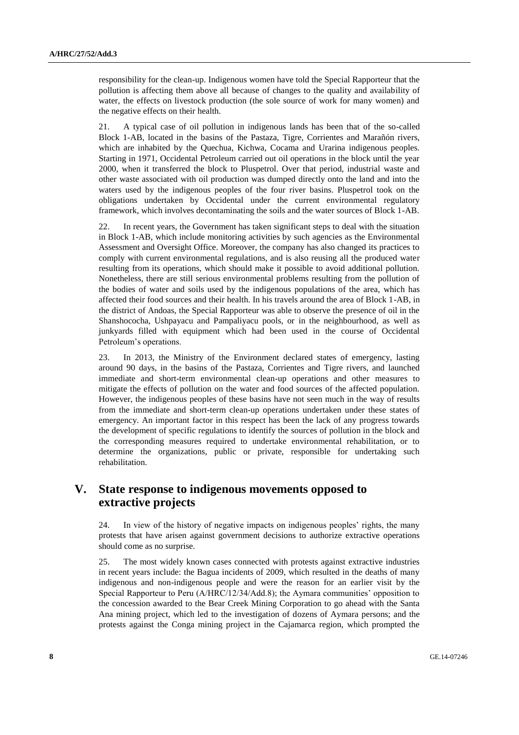responsibility for the clean-up. Indigenous women have told the Special Rapporteur that the pollution is affecting them above all because of changes to the quality and availability of water, the effects on livestock production (the sole source of work for many women) and the negative effects on their health.

21. A typical case of oil pollution in indigenous lands has been that of the so-called Block 1-AB, located in the basins of the Pastaza, Tigre, Corrientes and Marañón rivers, which are inhabited by the Quechua, Kichwa, Cocama and Urarina indigenous peoples. Starting in 1971, Occidental Petroleum carried out oil operations in the block until the year 2000, when it transferred the block to Pluspetrol. Over that period, industrial waste and other waste associated with oil production was dumped directly onto the land and into the waters used by the indigenous peoples of the four river basins. Pluspetrol took on the obligations undertaken by Occidental under the current environmental regulatory framework, which involves decontaminating the soils and the water sources of Block 1-AB.

22. In recent years, the Government has taken significant steps to deal with the situation in Block 1-AB, which include monitoring activities by such agencies as the Environmental Assessment and Oversight Office. Moreover, the company has also changed its practices to comply with current environmental regulations, and is also reusing all the produced water resulting from its operations, which should make it possible to avoid additional pollution. Nonetheless, there are still serious environmental problems resulting from the pollution of the bodies of water and soils used by the indigenous populations of the area, which has affected their food sources and their health. In his travels around the area of Block 1-AB, in the district of Andoas, the Special Rapporteur was able to observe the presence of oil in the Shanshococha, Ushpayacu and Pampaliyacu pools, or in the neighbourhood, as well as junkyards filled with equipment which had been used in the course of Occidental Petroleum's operations.

23. In 2013, the Ministry of the Environment declared states of emergency, lasting around 90 days, in the basins of the Pastaza, Corrientes and Tigre rivers, and launched immediate and short-term environmental clean-up operations and other measures to mitigate the effects of pollution on the water and food sources of the affected population. However, the indigenous peoples of these basins have not seen much in the way of results from the immediate and short-term clean-up operations undertaken under these states of emergency. An important factor in this respect has been the lack of any progress towards the development of specific regulations to identify the sources of pollution in the block and the corresponding measures required to undertake environmental rehabilitation, or to determine the organizations, public or private, responsible for undertaking such rehabilitation.

## V. State response to indigenous movements opposed to extractive projects

24. In view of the history of negative impacts on indigenous peoples' rights, the many protests that have arisen against government decisions to authorize extractive operations should come as no surprise.

25. The most widely known cases connected with protests against extractive industries in recent years include: the Bagua incidents of 2009, which resulted in the deaths of many indigenous and non-indigenous people and were the reason for an earlier visit by the Special Rapporteur to Peru (A/HRC/12/34/Add.8); the Aymara communities' opposition to the concession awarded to the Bear Creek Mining Corporation to go ahead with the Santa Ana mining project, which led to the investigation of dozens of Aymara persons; and the protests against the Conga mining project in the Cajamarca region, which prompted the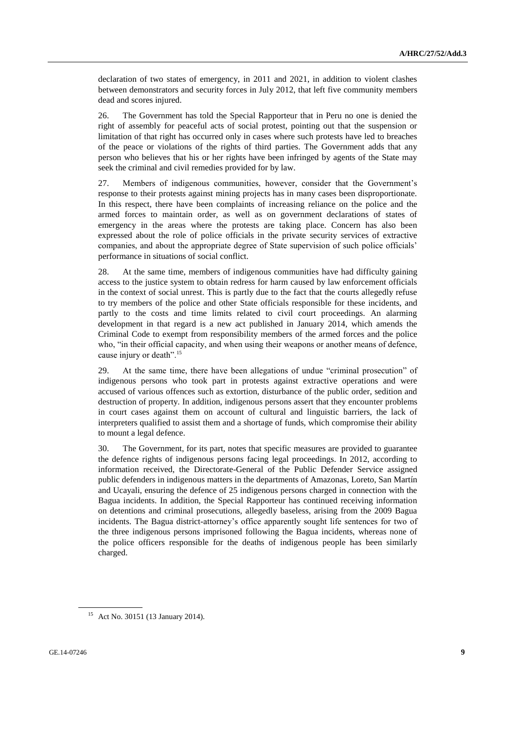declaration of two states of emergency, in 2011 and 2021, in addition to violent clashes between demonstrators and security forces in July 2012, that left five community members dead and scores injured.

26. The Government has told the Special Rapporteur that in Peru no one is denied the right of assembly for peaceful acts of social protest, pointing out that the suspension or limitation of that right has occurred only in cases where such protests have led to breaches of the peace or violations of the rights of third parties. The Government adds that any person who believes that his or her rights have been infringed by agents of the State may seek the criminal and civil remedies provided for by law.

27. Members of indigenous communities, however, consider that the Government's response to their protests against mining projects has in many cases been disproportionate. In this respect, there have been complaints of increasing reliance on the police and the armed forces to maintain order, as well as on government declarations of states of emergency in the areas where the protests are taking place. Concern has also been expressed about the role of police officials in the private security services of extractive companies, and about the appropriate degree of State supervision of such police officials' performance in situations of social conflict.

28. At the same time, members of indigenous communities have had difficulty gaining access to the justice system to obtain redress for harm caused by law enforcement officials in the context of social unrest. This is partly due to the fact that the courts allegedly refuse to try members of the police and other State officials responsible for these incidents, and partly to the costs and time limits related to civil court proceedings. An alarming development in that regard is a new act published in January 2014, which amends the Criminal Code to exempt from responsibility members of the armed forces and the police who, "in their official capacity, and when using their weapons or another means of defence, cause injury or death".[15]

29. At the same time, there have been allegations of undue "criminal prosecution" of indigenous persons who took part in protests against extractive operations and were accused of various offences such as extortion, disturbance of the public order, sedition and destruction of property. In addition, indigenous persons assert that they encounter problems in court cases against them on account of cultural and linguistic barriers, the lack of interpreters qualified to assist them and a shortage of funds, which compromise their ability to mount a legal defence.

30. The Government, for its part, notes that specific measures are provided to guarantee the defence rights of indigenous persons facing legal proceedings. In 2012, according to information received, the Directorate-General of the Public Defender Service assigned public defenders in indigenous matters in the departments of Amazonas, Loreto, San Martín and Ucayali, ensuring the defence of 25 indigenous persons charged in connection with the Bagua incidents. In addition, the Special Rapporteur has continued receiving information on detentions and criminal prosecutions, allegedly baseless, arising from the 2009 Bagua incidents. The Bagua district-attorney's office apparently sought life sentences for two of the three indigenous persons imprisoned following the Bagua incidents, whereas none of the police officers responsible for the deaths of indigenous people has been similarly charged.

---

[15] Act No. 30151 (13 January 2014).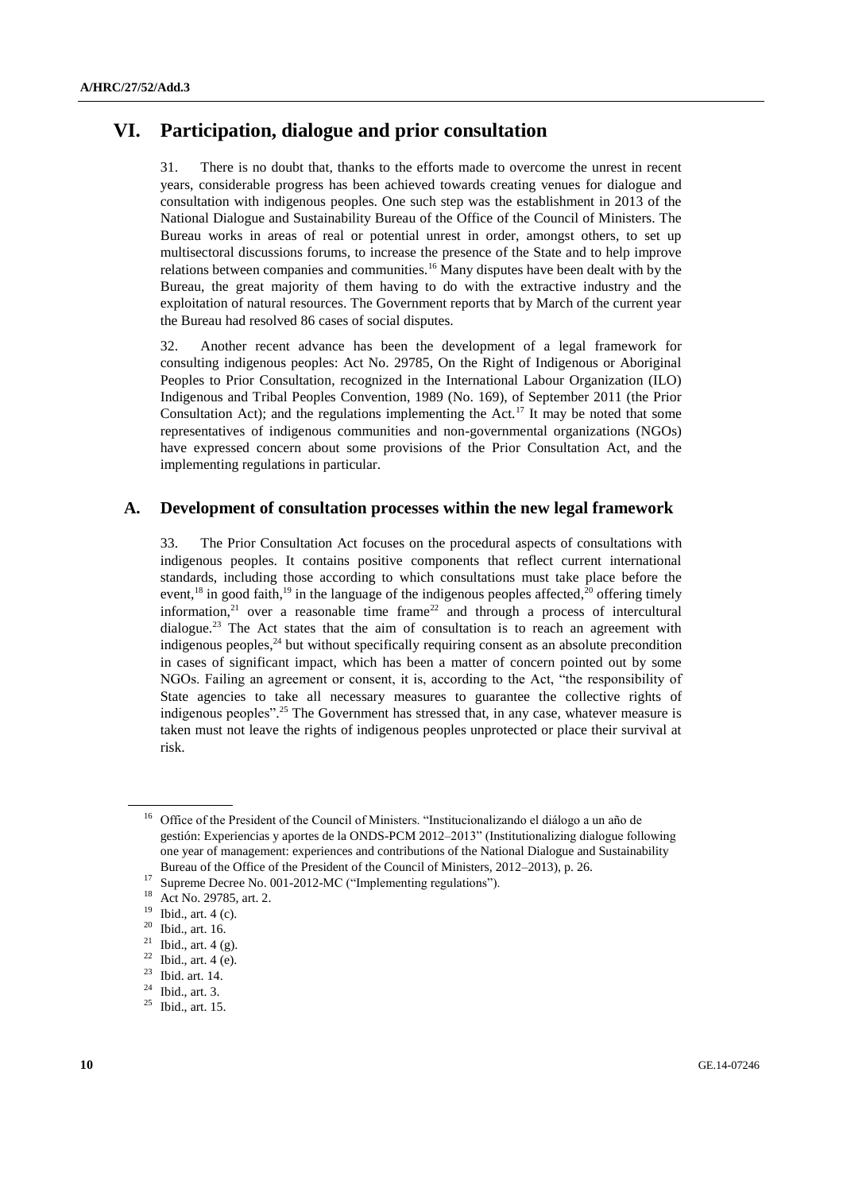# VI. Participation, dialogue and prior consultation

31. There is no doubt that, thanks to the efforts made to overcome the unrest in recent years, considerable progress has been achieved towards creating venues for dialogue and consultation with indigenous peoples. One such step was the establishment in 2013 of the National Dialogue and Sustainability Bureau of the Office of the Council of Ministers. The Bureau works in areas of real or potential unrest in order, amongst others, to set up multisectoral discussions forums, to increase the presence of the State and to help improve relations between companies and communities.[16] Many disputes have been dealt with by the Bureau, the great majority of them having to do with the extractive industry and the exploitation of natural resources. The Government reports that by March of the current year the Bureau had resolved 86 cases of social disputes.

32. Another recent advance has been the development of a legal framework for consulting indigenous peoples: Act No. 29785, On the Right of Indigenous or Aboriginal Peoples to Prior Consultation, recognized in the International Labour Organization (ILO) Indigenous and Tribal Peoples Convention, 1989 (No. 169), of September 2011 (the Prior Consultation Act); and the regulations implementing the Act.[17] It may be noted that some representatives of indigenous communities and non-governmental organizations (NGOs) have expressed concern about some provisions of the Prior Consultation Act, and the implementing regulations in particular.

## A. Development of consultation processes within the new legal framework

33. The Prior Consultation Act focuses on the procedural aspects of consultations with indigenous peoples. It contains positive components that reflect current international standards, including those according to which consultations must take place before the event,[18] in good faith,[19] in the language of the indigenous peoples affected,[20] offering timely information,[21] over a reasonable time frame[22] and through a process of intercultural dialogue.[23] The Act states that the aim of consultation is to reach an agreement with indigenous peoples,[24] but without specifically requiring consent as an absolute precondition in cases of significant impact, which has been a matter of concern pointed out by some NGOs. Failing an agreement or consent, it is, according to the Act, "the responsibility of State agencies to take all necessary measures to guarantee the collective rights of indigenous peoples".[25] The Government has stressed that, in any case, whatever measure is taken must not leave the rights of indigenous peoples unprotected or place their survival at risk.

---

[16] Office of the President of the Council of Ministers. "Institucionalizando el diálogo a un año de gestión: Experiencias y aportes de la ONDS-PCM 2012–2013" (Institutionalizing dialogue following one year of management: experiences and contributions of the National Dialogue and Sustainability Bureau of the Office of the President of the Council of Ministers, 2012–2013), p. 26.

[17] Supreme Decree No. 001-2012-MC ("Implementing regulations").

[18] Act No. 29785, art. 2.

[19] Ibid., art. 4 (c).

[20] Ibid., art. 16.

[21] Ibid., art. 4 (g).

[22] Ibid., art. 4 (e).

[23] Ibid. art. 14.

[24] Ibid., art. 3.

[25] Ibid., art. 15.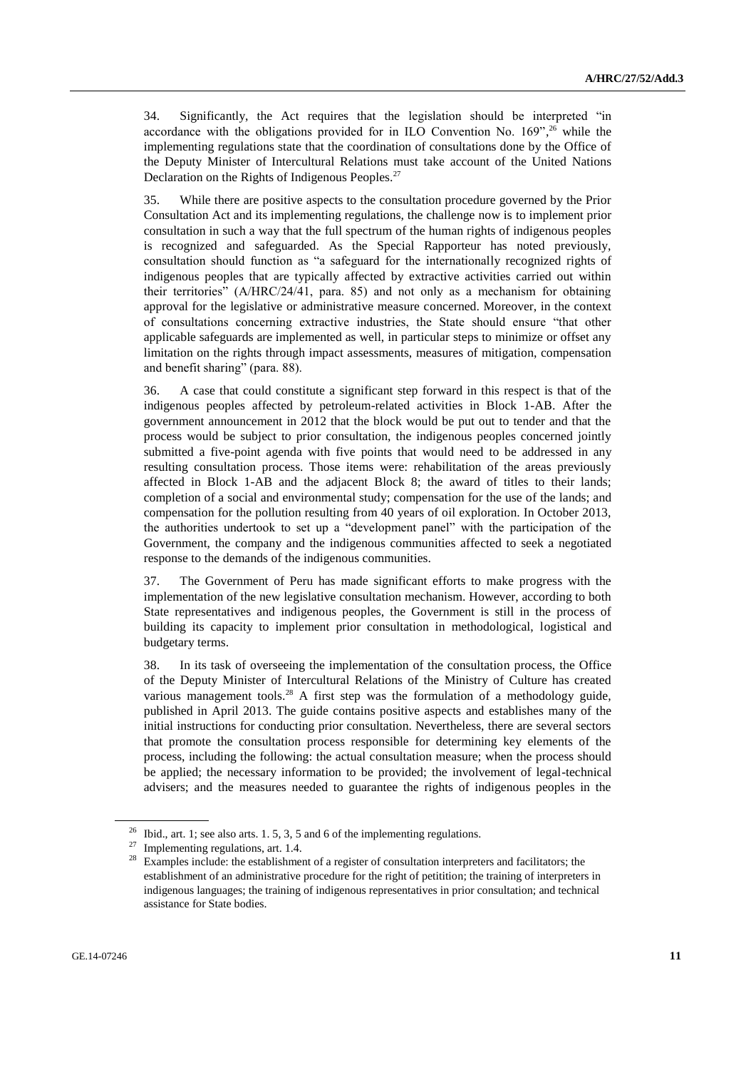34. Significantly, the Act requires that the legislation should be interpreted "in accordance with the obligations provided for in ILO Convention No. 169",[26] while the implementing regulations state that the coordination of consultations done by the Office of the Deputy Minister of Intercultural Relations must take account of the United Nations Declaration on the Rights of Indigenous Peoples.[27]

35. While there are positive aspects to the consultation procedure governed by the Prior Consultation Act and its implementing regulations, the challenge now is to implement prior consultation in such a way that the full spectrum of the human rights of indigenous peoples is recognized and safeguarded. As the Special Rapporteur has noted previously, consultation should function as "a safeguard for the internationally recognized rights of indigenous peoples that are typically affected by extractive activities carried out within their territories" (A/HRC/24/41, para. 85) and not only as a mechanism for obtaining approval for the legislative or administrative measure concerned. Moreover, in the context of consultations concerning extractive industries, the State should ensure "that other applicable safeguards are implemented as well, in particular steps to minimize or offset any limitation on the rights through impact assessments, measures of mitigation, compensation and benefit sharing" (para. 88).

36. A case that could constitute a significant step forward in this respect is that of the indigenous peoples affected by petroleum-related activities in Block 1-AB. After the government announcement in 2012 that the block would be put out to tender and that the process would be subject to prior consultation, the indigenous peoples concerned jointly submitted a five-point agenda with five points that would need to be addressed in any resulting consultation process. Those items were: rehabilitation of the areas previously affected in Block 1-AB and the adjacent Block 8; the award of titles to their lands; completion of a social and environmental study; compensation for the use of the lands; and compensation for the pollution resulting from 40 years of oil exploration. In October 2013, the authorities undertook to set up a "development panel" with the participation of the Government, the company and the indigenous communities affected to seek a negotiated response to the demands of the indigenous communities.

37. The Government of Peru has made significant efforts to make progress with the implementation of the new legislative consultation mechanism. However, according to both State representatives and indigenous peoples, the Government is still in the process of building its capacity to implement prior consultation in methodological, logistical and budgetary terms.

38. In its task of overseeing the implementation of the consultation process, the Office of the Deputy Minister of Intercultural Relations of the Ministry of Culture has created various management tools.[28] A first step was the formulation of a methodology guide, published in April 2013. The guide contains positive aspects and establishes many of the initial instructions for conducting prior consultation. Nevertheless, there are several sectors that promote the consultation process responsible for determining key elements of the process, including the following: the actual consultation measure; when the process should be applied; the necessary information to be provided; the involvement of legal-technical advisers; and the measures needed to guarantee the rights of indigenous peoples in the

---

[26] Ibid., art. 1; see also arts. 1. 5, 3, 5 and 6 of the implementing regulations.

[27] Implementing regulations, art. 1.4.

[28] Examples include: the establishment of a register of consultation interpreters and facilitators; the establishment of an administrative procedure for the right of petition; the training of interpreters in indigenous languages; the training of indigenous representatives in prior consultation; and technical assistance for State bodies.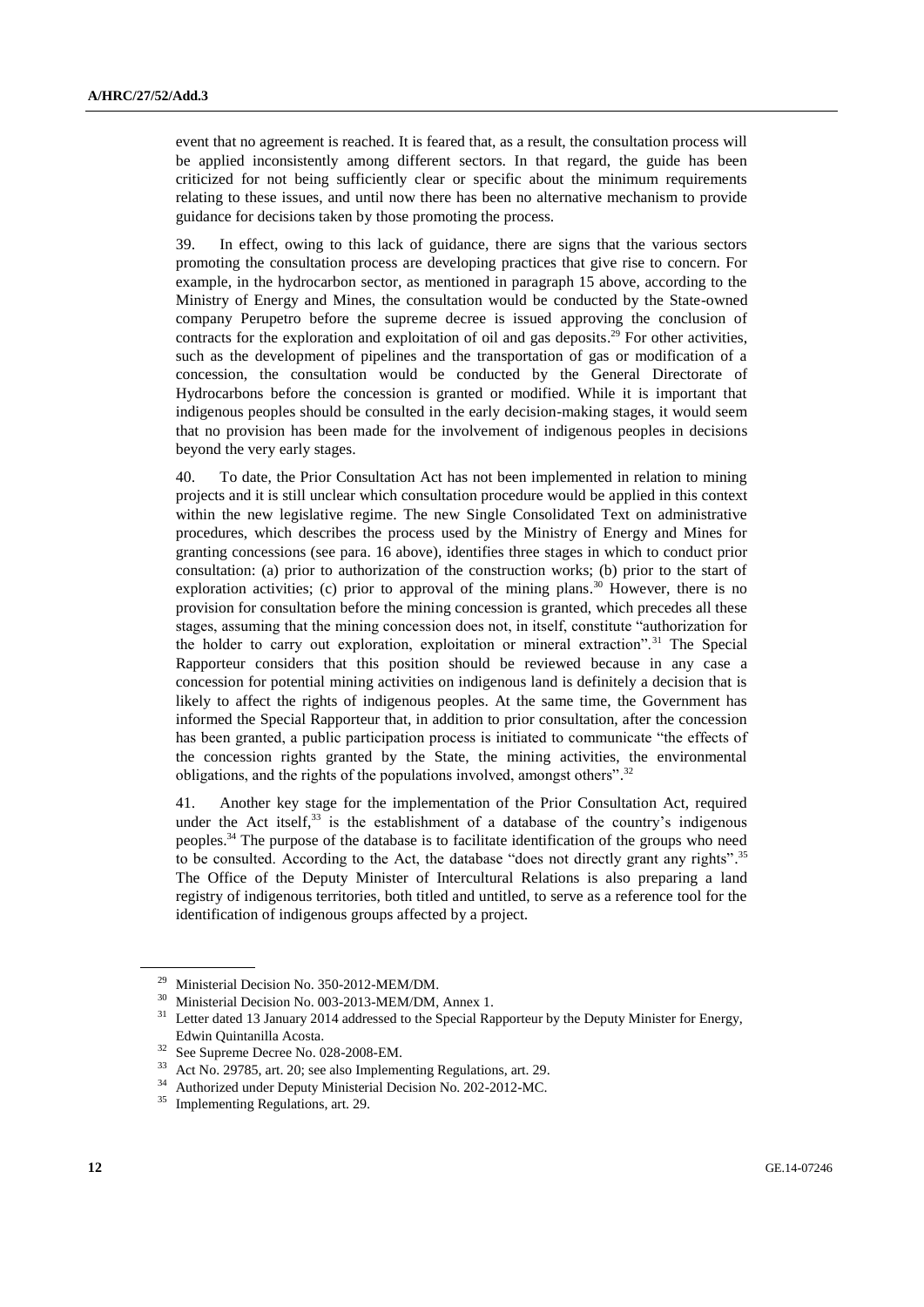event that no agreement is reached. It is feared that, as a result, the consultation process will be applied inconsistently among different sectors. In that regard, the guide has been criticized for not being sufficiently clear or specific about the minimum requirements relating to these issues, and until now there has been no alternative mechanism to provide guidance for decisions taken by those promoting the process.

39. In effect, owing to this lack of guidance, there are signs that the various sectors promoting the consultation process are developing practices that give rise to concern. For example, in the hydrocarbon sector, as mentioned in paragraph 15 above, according to the Ministry of Energy and Mines, the consultation would be conducted by the State-owned company Perupetro before the supreme decree is issued approving the conclusion of contracts for the exploration and exploitation of oil and gas deposits.[29] For other activities, such as the development of pipelines and the transportation of gas or modification of a concession, the consultation would be conducted by the General Directorate of Hydrocarbons before the concession is granted or modified. While it is important that indigenous peoples should be consulted in the early decision-making stages, it would seem that no provision has been made for the involvement of indigenous peoples in decisions beyond the very early stages.

40. To date, the Prior Consultation Act has not been implemented in relation to mining projects and it is still unclear which consultation procedure would be applied in this context within the new legislative regime. The new Single Consolidated Text on administrative procedures, which describes the process used by the Ministry of Energy and Mines for granting concessions (see para. 16 above), identifies three stages in which to conduct prior consultation: (a) prior to authorization of the construction works; (b) prior to the start of exploration activities; (c) prior to approval of the mining plans.[30] However, there is no provision for consultation before the mining concession is granted, which precedes all these stages, assuming that the mining concession does not, in itself, constitute "authorization for the holder to carry out exploration, exploitation or mineral extraction".[31] The Special Rapporteur considers that this position should be reviewed because in any case a concession for potential mining activities on indigenous land is definitely a decision that is likely to affect the rights of indigenous peoples. At the same time, the Government has informed the Special Rapporteur that, in addition to prior consultation, after the concession has been granted, a public participation process is initiated to communicate "the effects of the concession rights granted by the State, the mining activities, the environmental obligations, and the rights of the populations involved, amongst others".[32]

41. Another key stage for the implementation of the Prior Consultation Act, required under the Act itself,[33] is the establishment of a database of the country's indigenous peoples.[34] The purpose of the database is to facilitate identification of the groups who need to be consulted. According to the Act, the database "does not directly grant any rights".[35] The Office of the Deputy Minister of Intercultural Relations is also preparing a land registry of indigenous territories, both titled and untitled, to serve as a reference tool for the identification of indigenous groups affected by a project.

---

[29] Ministerial Decision No. 350-2012-MEM/DM.

[30] Ministerial Decision No. 003-2013-MEM/DM, Annex 1.

[31] Letter dated 13 January 2014 addressed to the Special Rapporteur by the Deputy Minister for Energy, Edwin Quintanilla Acosta.

[32] See Supreme Decree No. 028-2008-EM.

[33] Act No. 29785, art. 20; see also Implementing Regulations, art. 29.

[34] Authorized under Deputy Ministerial Decision No. 202-2012-MC.

[35] Implementing Regulations, art. 29.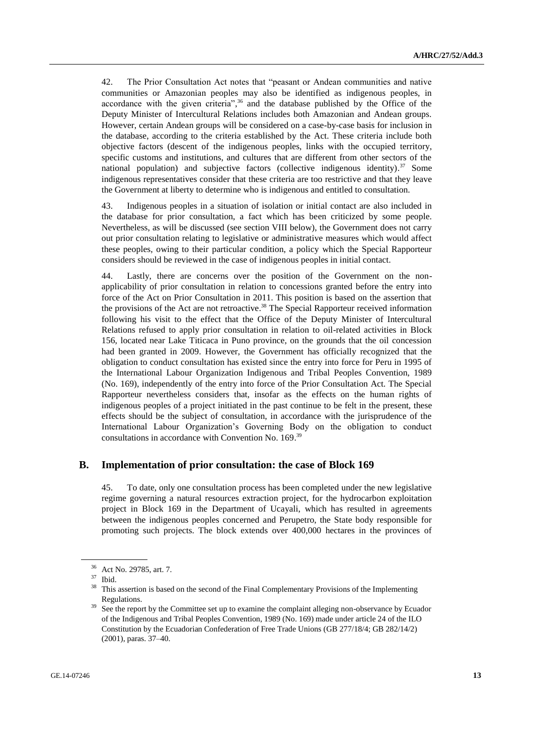42. The Prior Consultation Act notes that "peasant or Andean communities and native communities or Amazonian peoples may also be identified as indigenous peoples, in accordance with the given criteria",[36] and the database published by the Office of the Deputy Minister of Intercultural Relations includes both Amazonian and Andean groups. However, certain Andean groups will be considered on a case-by-case basis for inclusion in the database, according to the criteria established by the Act. These criteria include both objective factors (descent of the indigenous peoples, links with the occupied territory, specific customs and institutions, and cultures that are different from other sectors of the national population) and subjective factors (collective indigenous identity).[37] Some indigenous representatives consider that these criteria are too restrictive and that they leave the Government at liberty to determine who is indigenous and entitled to consultation.

43. Indigenous peoples in a situation of isolation or initial contact are also included in the database for prior consultation, a fact which has been criticized by some people. Nevertheless, as will be discussed (see section VIII below), the Government does not carry out prior consultation relating to legislative or administrative measures which would affect these peoples, owing to their particular condition, a policy which the Special Rapporteur considers should be reviewed in the case of indigenous peoples in initial contact.

44. Lastly, there are concerns over the position of the Government on the non-applicability of prior consultation in relation to concessions granted before the entry into force of the Act on Prior Consultation in 2011. This position is based on the assertion that the provisions of the Act are not retroactive.[38] The Special Rapporteur received information following his visit to the effect that the Office of the Deputy Minister of Intercultural Relations refused to apply prior consultation in relation to oil-related activities in Block 156, located near Lake Titicaca in Puno province, on the grounds that the oil concession had been granted in 2009. However, the Government has officially recognized that the obligation to conduct consultation has existed since the entry into force for Peru in 1995 of the International Labour Organization Indigenous and Tribal Peoples Convention, 1989 (No. 169), independently of the entry into force of the Prior Consultation Act. The Special Rapporteur nevertheless considers that, insofar as the effects on the human rights of indigenous peoples of a project initiated in the past continue to be felt in the present, these effects should be the subject of consultation, in accordance with the jurisprudence of the International Labour Organization's Governing Body on the obligation to conduct consultations in accordance with Convention No. 169.[39]

## B. Implementation of prior consultation: the case of Block 169

45. To date, only one consultation process has been completed under the new legislative regime governing a natural resources extraction project, for the hydrocarbon exploitation project in Block 169 in the Department of Ucayali, which has resulted in agreements between the indigenous peoples concerned and Perupetro, the State body responsible for promoting such projects. The block extends over 400,000 hectares in the provinces of

---

[36] Act No. 29785, art. 7.

[37] Ibid.

[38] This assertion is based on the second of the Final Complementary Provisions of the Implementing Regulations.

[39] See the report by the Committee set up to examine the complaint alleging non-observance by Ecuador of the Indigenous and Tribal Peoples Convention, 1989 (No. 169) made under article 24 of the ILO Constitution by the Ecuadorian Confederation of Free Trade Unions (GB 277/18/4; GB 282/14/2) (2001), paras. 37–40.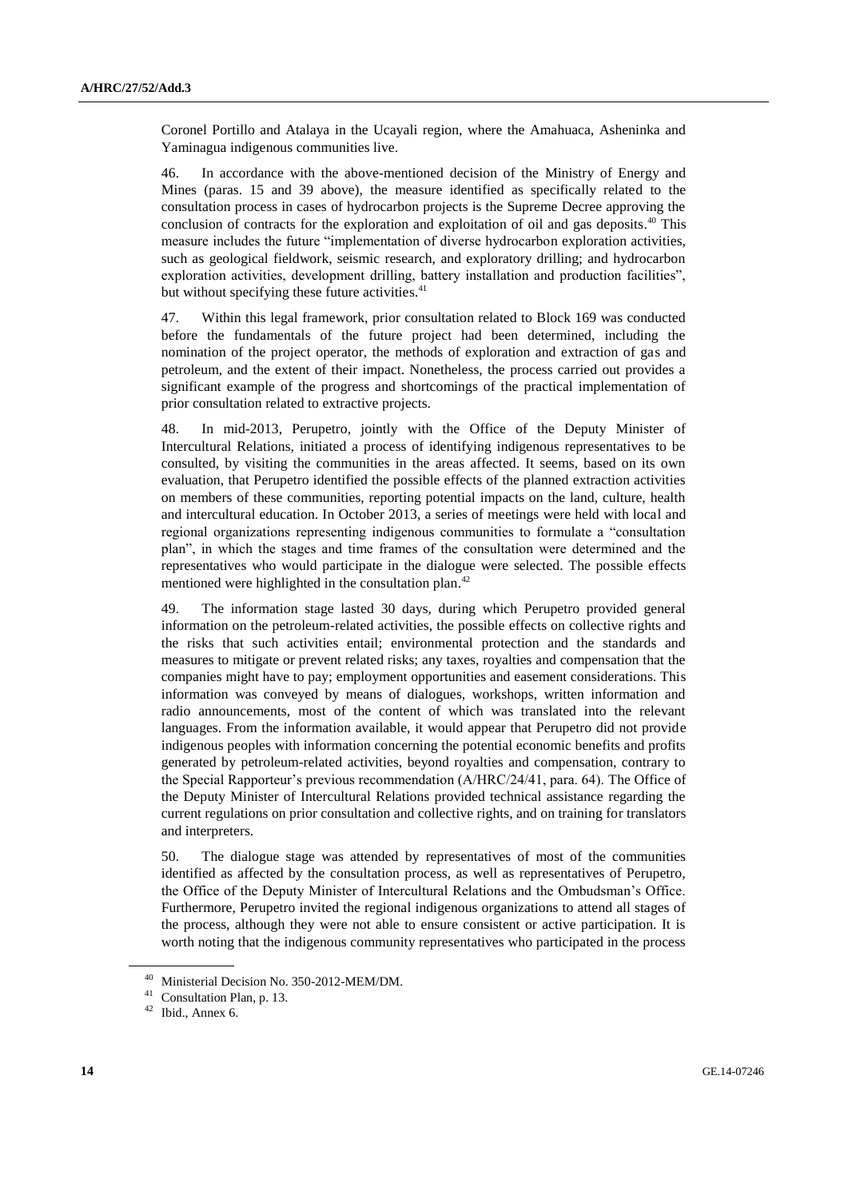Coronel Portillo and Atalaya in the Ucayali region, where the Amahuaca, Asheninka and Yaminagua indigenous communities live.

46. In accordance with the above-mentioned decision of the Ministry of Energy and Mines (paras. 15 and 39 above), the measure identified as specifically related to the consultation process in cases of hydrocarbon projects is the Supreme Decree approving the conclusion of contracts for the exploration and exploitation of oil and gas deposits.[40] This measure includes the future "implementation of diverse hydrocarbon exploration activities, such as geological fieldwork, seismic research, and exploratory drilling; and hydrocarbon exploration activities, development drilling, battery installation and production facilities", but without specifying these future activities.[41]

47. Within this legal framework, prior consultation related to Block 169 was conducted before the fundamentals of the future project had been determined, including the nomination of the project operator, the methods of exploration and extraction of gas and petroleum, and the extent of their impact. Nonetheless, the process carried out provides a significant example of the progress and shortcomings of the practical implementation of prior consultation related to extractive projects.

48. In mid-2013, Perupetro, jointly with the Office of the Deputy Minister of Intercultural Relations, initiated a process of identifying indigenous representatives to be consulted, by visiting the communities in the areas affected. It seems, based on its own evaluation, that Perupetro identified the possible effects of the planned extraction activities on members of these communities, reporting potential impacts on the land, culture, health and intercultural education. In October 2013, a series of meetings were held with local and regional organizations representing indigenous communities to formulate a "consultation plan", in which the stages and time frames of the consultation were determined and the representatives who would participate in the dialogue were selected. The possible effects mentioned were highlighted in the consultation plan.[42]

49. The information stage lasted 30 days, during which Perupetro provided general information on the petroleum-related activities, the possible effects on collective rights and the risks that such activities entail; environmental protection and the standards and measures to mitigate or prevent related risks; any taxes, royalties and compensation that the companies might have to pay; employment opportunities and easement considerations. This information was conveyed by means of dialogues, workshops, written information and radio announcements, most of the content of which was translated into the relevant languages. From the information available, it would appear that Perupetro did not provide indigenous peoples with information concerning the potential economic benefits and profits generated by petroleum-related activities, beyond royalties and compensation, contrary to the Special Rapporteur's previous recommendation (A/HRC/24/41, para. 64). The Office of the Deputy Minister of Intercultural Relations provided technical assistance regarding the current regulations on prior consultation and collective rights, and on training for translators and interpreters.

50. The dialogue stage was attended by representatives of most of the communities identified as affected by the consultation process, as well as representatives of Perupetro, the Office of the Deputy Minister of Intercultural Relations and the Ombudsman's Office. Furthermore, Perupetro invited the regional indigenous organizations to attend all stages of the process, although they were not able to ensure consistent or active participation. It is worth noting that the indigenous community representatives who participated in the process

---

[40] Ministerial Decision No. 350-2012-MEM/DM.

[41] Consultation Plan, p. 13.

[42] Ibid., Annex 6.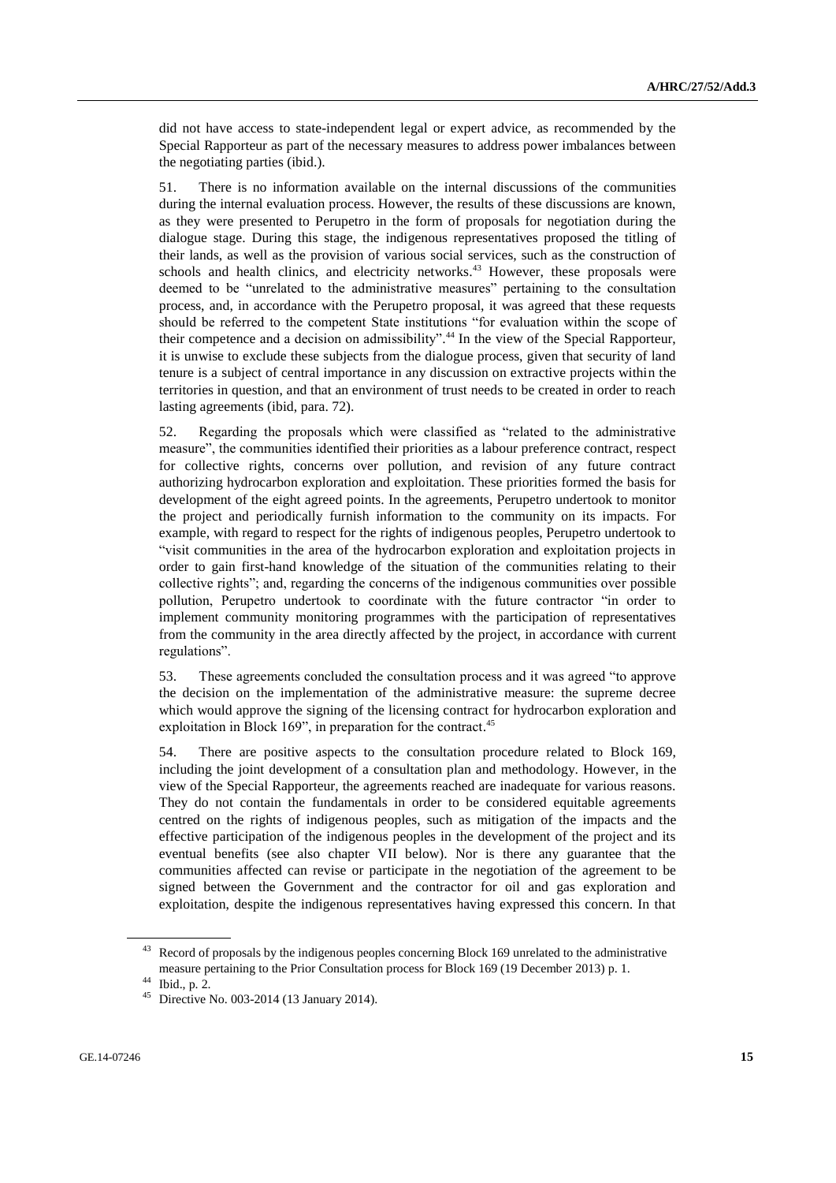did not have access to state-independent legal or expert advice, as recommended by the Special Rapporteur as part of the necessary measures to address power imbalances between the negotiating parties (ibid.).

51. There is no information available on the internal discussions of the communities during the internal evaluation process. However, the results of these discussions are known, as they were presented to Perupetro in the form of proposals for negotiation during the dialogue stage. During this stage, the indigenous representatives proposed the titling of their lands, as well as the provision of various social services, such as the construction of schools and health clinics, and electricity networks.[43] However, these proposals were deemed to be "unrelated to the administrative measures" pertaining to the consultation process, and, in accordance with the Perupetro proposal, it was agreed that these requests should be referred to the competent State institutions "for evaluation within the scope of their competence and a decision on admissibility".[44] In the view of the Special Rapporteur, it is unwise to exclude these subjects from the dialogue process, given that security of land tenure is a subject of central importance in any discussion on extractive projects within the territories in question, and that an environment of trust needs to be created in order to reach lasting agreements (ibid, para. 72).

52. Regarding the proposals which were classified as "related to the administrative measure", the communities identified their priorities as a labour preference contract, respect for collective rights, concerns over pollution, and revision of any future contract authorizing hydrocarbon exploration and exploitation. These priorities formed the basis for development of the eight agreed points. In the agreements, Perupetro undertook to monitor the project and periodically furnish information to the community on its impacts. For example, with regard to respect for the rights of indigenous peoples, Perupetro undertook to "visit communities in the area of the hydrocarbon exploration and exploitation projects in order to gain first-hand knowledge of the situation of the communities relating to their collective rights"; and, regarding the concerns of the indigenous communities over possible pollution, Perupetro undertook to coordinate with the future contractor "in order to implement community monitoring programmes with the participation of representatives from the community in the area directly affected by the project, in accordance with current regulations".

53. These agreements concluded the consultation process and it was agreed "to approve the decision on the implementation of the administrative measure: the supreme decree which would approve the signing of the licensing contract for hydrocarbon exploration and exploitation in Block 169", in preparation for the contract.[45]

54. There are positive aspects to the consultation procedure related to Block 169, including the joint development of a consultation plan and methodology. However, in the view of the Special Rapporteur, the agreements reached are inadequate for various reasons. They do not contain the fundamentals in order to be considered equitable agreements centred on the rights of indigenous peoples, such as mitigation of the impacts and the effective participation of the indigenous peoples in the development of the project and its eventual benefits (see also chapter VII below). Nor is there any guarantee that the communities affected can revise or participate in the negotiation of the agreement to be signed between the Government and the contractor for oil and gas exploration and exploitation, despite the indigenous representatives having expressed this concern. In that

---

[43] Record of proposals by the indigenous peoples concerning Block 169 unrelated to the administrative measure pertaining to the Prior Consultation process for Block 169 (19 December 2013) p. 1.

[44] Ibid., p. 2.

[45] Directive No. 003-2014 (13 January 2014).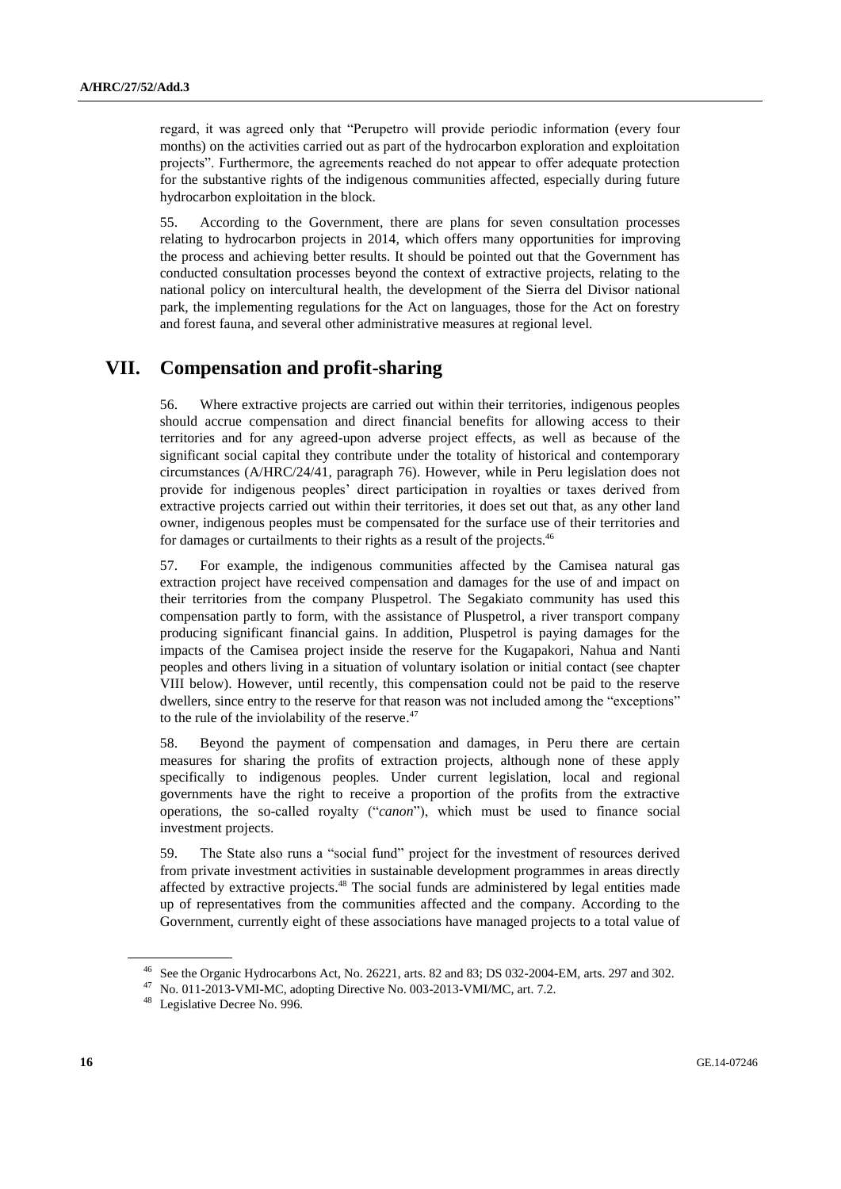regard, it was agreed only that "Perupetro will provide periodic information (every four months) on the activities carried out as part of the hydrocarbon exploration and exploitation projects". Furthermore, the agreements reached do not appear to offer adequate protection for the substantive rights of the indigenous communities affected, especially during future hydrocarbon exploitation in the block.

55. According to the Government, there are plans for seven consultation processes relating to hydrocarbon projects in 2014, which offers many opportunities for improving the process and achieving better results. It should be pointed out that the Government has conducted consultation processes beyond the context of extractive projects, relating to the national policy on intercultural health, the development of the Sierra del Divisor national park, the implementing regulations for the Act on languages, those for the Act on forestry and forest fauna, and several other administrative measures at regional level.

## VII. Compensation and profit-sharing

56. Where extractive projects are carried out within their territories, indigenous peoples should accrue compensation and direct financial benefits for allowing access to their territories and for any agreed-upon adverse project effects, as well as because of the significant social capital they contribute under the totality of historical and contemporary circumstances (A/HRC/24/41, paragraph 76). However, while in Peru legislation does not provide for indigenous peoples' direct participation in royalties or taxes derived from extractive projects carried out within their territories, it does set out that, as any other land owner, indigenous peoples must be compensated for the surface use of their territories and for damages or curtailments to their rights as a result of the projects.[46]

57. For example, the indigenous communities affected by the Camisea natural gas extraction project have received compensation and damages for the use of and impact on their territories from the company Pluspetrol. The Segakiato community has used this compensation partly to form, with the assistance of Pluspetrol, a river transport company producing significant financial gains. In addition, Pluspetrol is paying damages for the impacts of the Camisea project inside the reserve for the Kugapakori, Nahua and Nanti peoples and others living in a situation of voluntary isolation or initial contact (see chapter VIII below). However, until recently, this compensation could not be paid to the reserve dwellers, since entry to the reserve for that reason was not included among the "exceptions" to the rule of the inviolability of the reserve.[47]

58. Beyond the payment of compensation and damages, in Peru there are certain measures for sharing the profits of extraction projects, although none of these apply specifically to indigenous peoples. Under current legislation, local and regional governments have the right to receive a proportion of the profits from the extractive operations, the so-called royalty ("*canon*"), which must be used to finance social investment projects.

59. The State also runs a "social fund" project for the investment of resources derived from private investment activities in sustainable development programmes in areas directly affected by extractive projects.[48] The social funds are administered by legal entities made up of representatives from the communities affected and the company. According to the Government, currently eight of these associations have managed projects to a total value of

---

[46] See the Organic Hydrocarbons Act, No. 26221, arts. 82 and 83; DS 032-2004-EM, arts. 297 and 302.

[47] No. 011-2013-VMI-MC, adopting Directive No. 003-2013-VMI/MC, art. 7.2.

[48] Legislative Decree No. 996.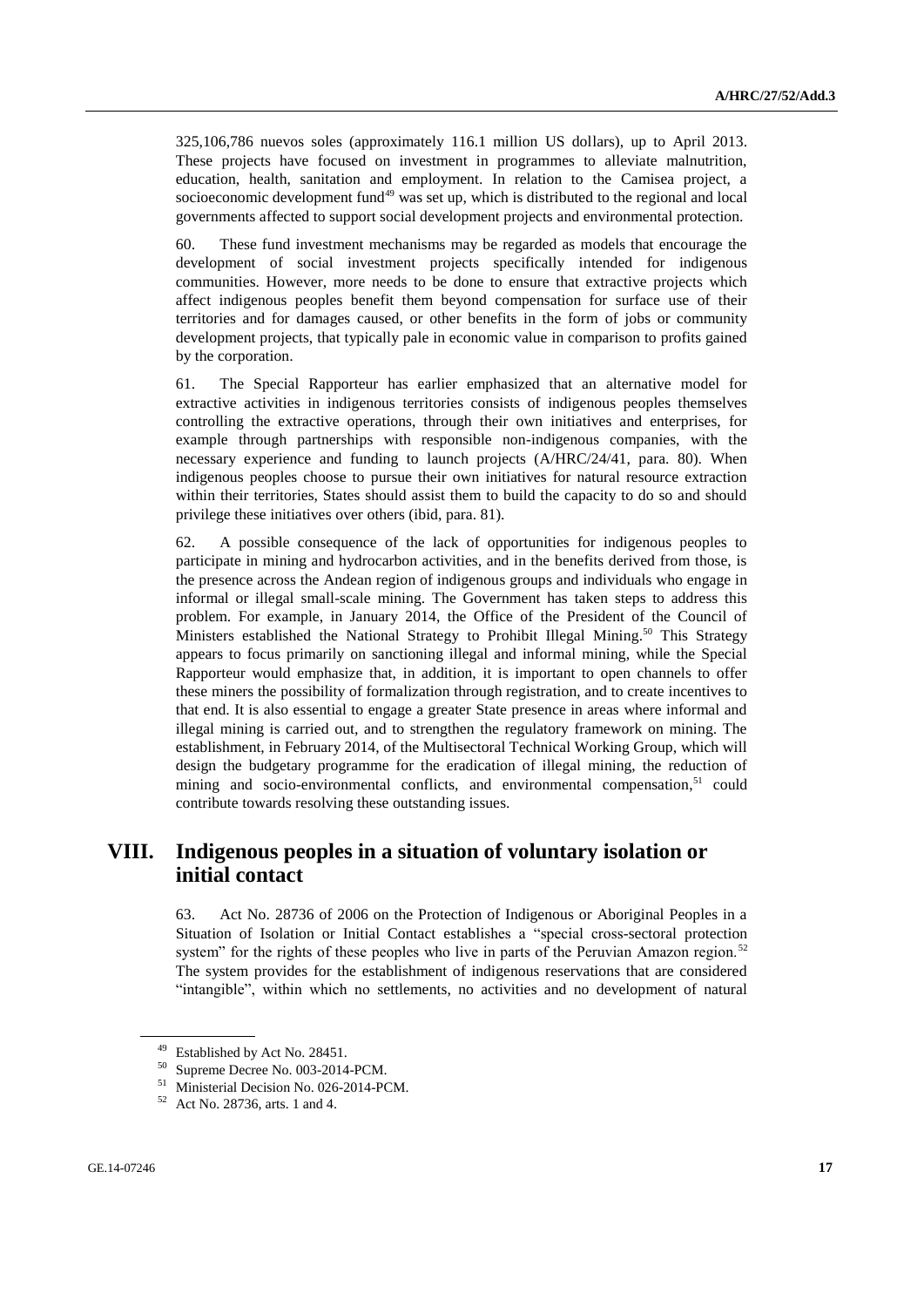325,106,786 nuevos soles (approximately 116.1 million US dollars), up to April 2013. These projects have focused on investment in programmes to alleviate malnutrition, education, health, sanitation and employment. In relation to the Camisea project, a socioeconomic development fund[49] was set up, which is distributed to the regional and local governments affected to support social development projects and environmental protection.

60. These fund investment mechanisms may be regarded as models that encourage the development of social investment projects specifically intended for indigenous communities. However, more needs to be done to ensure that extractive projects which affect indigenous peoples benefit them beyond compensation for surface use of their territories and for damages caused, or other benefits in the form of jobs or community development projects, that typically pale in economic value in comparison to profits gained by the corporation.

61. The Special Rapporteur has earlier emphasized that an alternative model for extractive activities in indigenous territories consists of indigenous peoples themselves controlling the extractive operations, through their own initiatives and enterprises, for example through partnerships with responsible non-indigenous companies, with the necessary experience and funding to launch projects (A/HRC/24/41, para. 80). When indigenous peoples choose to pursue their own initiatives for natural resource extraction within their territories, States should assist them to build the capacity to do so and should privilege these initiatives over others (ibid, para. 81).

62. A possible consequence of the lack of opportunities for indigenous peoples to participate in mining and hydrocarbon activities, and in the benefits derived from those, is the presence across the Andean region of indigenous groups and individuals who engage in informal or illegal small-scale mining. The Government has taken steps to address this problem. For example, in January 2014, the Office of the President of the Council of Ministers established the National Strategy to Prohibit Illegal Mining.[50] This Strategy appears to focus primarily on sanctioning illegal and informal mining, while the Special Rapporteur would emphasize that, in addition, it is important to open channels to offer these miners the possibility of formalization through registration, and to create incentives to that end. It is also essential to engage a greater State presence in areas where informal and illegal mining is carried out, and to strengthen the regulatory framework on mining. The establishment, in February 2014, of the Multisectoral Technical Working Group, which will design the budgetary programme for the eradication of illegal mining, the reduction of mining and socio-environmental conflicts, and environmental compensation,[51] could contribute towards resolving these outstanding issues.

## VIII. Indigenous peoples in a situation of voluntary isolation or initial contact

63. Act No. 28736 of 2006 on the Protection of Indigenous or Aboriginal Peoples in a Situation of Isolation or Initial Contact establishes a "special cross-sectoral protection system" for the rights of these peoples who live in parts of the Peruvian Amazon region.[52] The system provides for the establishment of indigenous reservations that are considered "intangible", within which no settlements, no activities and no development of natural

---

[49] Established by Act No. 28451.

[50] Supreme Decree No. 003-2014-PCM.

[51] Ministerial Decision No. 026-2014-PCM.

[52] Act No. 28736, arts. 1 and 4.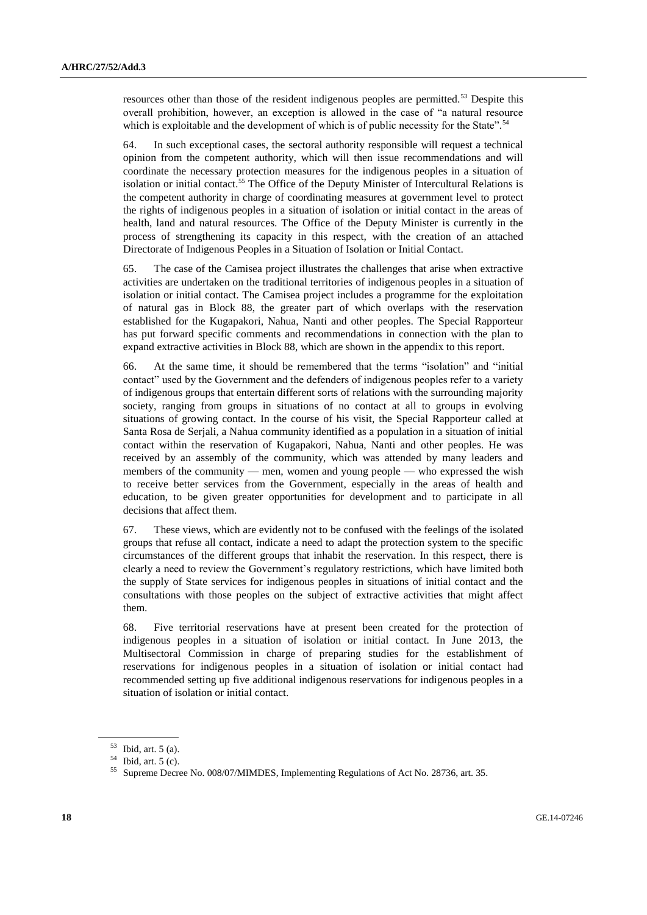resources other than those of the resident indigenous peoples are permitted.[53] Despite this overall prohibition, however, an exception is allowed in the case of "a natural resource which is exploitable and the development of which is of public necessity for the State".[54]

64. In such exceptional cases, the sectoral authority responsible will request a technical opinion from the competent authority, which will then issue recommendations and will coordinate the necessary protection measures for the indigenous peoples in a situation of isolation or initial contact.[55] The Office of the Deputy Minister of Intercultural Relations is the competent authority in charge of coordinating measures at government level to protect the rights of indigenous peoples in a situation of isolation or initial contact in the areas of health, land and natural resources. The Office of the Deputy Minister is currently in the process of strengthening its capacity in this respect, with the creation of an attached Directorate of Indigenous Peoples in a Situation of Isolation or Initial Contact.

65. The case of the Camisea project illustrates the challenges that arise when extractive activities are undertaken on the traditional territories of indigenous peoples in a situation of isolation or initial contact. The Camisea project includes a programme for the exploitation of natural gas in Block 88, the greater part of which overlaps with the reservation established for the Kugapakori, Nahua, Nanti and other peoples. The Special Rapporteur has put forward specific comments and recommendations in connection with the plan to expand extractive activities in Block 88, which are shown in the appendix to this report.

66. At the same time, it should be remembered that the terms "isolation" and "initial contact" used by the Government and the defenders of indigenous peoples refer to a variety of indigenous groups that entertain different sorts of relations with the surrounding majority society, ranging from groups in situations of no contact at all to groups in evolving situations of growing contact. In the course of his visit, the Special Rapporteur called at Santa Rosa de Serjali, a Nahua community identified as a population in a situation of initial contact within the reservation of Kugapakori, Nahua, Nanti and other peoples. He was received by an assembly of the community, which was attended by many leaders and members of the community — men, women and young people — who expressed the wish to receive better services from the Government, especially in the areas of health and education, to be given greater opportunities for development and to participate in all decisions that affect them.

67. These views, which are evidently not to be confused with the feelings of the isolated groups that refuse all contact, indicate a need to adapt the protection system to the specific circumstances of the different groups that inhabit the reservation. In this respect, there is clearly a need to review the Government's regulatory restrictions, which have limited both the supply of State services for indigenous peoples in situations of initial contact and the consultations with those peoples on the subject of extractive activities that might affect them.

68. Five territorial reservations have at present been created for the protection of indigenous peoples in a situation of isolation or initial contact. In June 2013, the Multisectoral Commission in charge of preparing studies for the establishment of reservations for indigenous peoples in a situation of isolation or initial contact had recommended setting up five additional indigenous reservations for indigenous peoples in a situation of isolation or initial contact.

---

[53] Ibid, art. 5 (a).

[54] Ibid, art. 5 (c).

[55] Supreme Decree No. 008/07/MIMDES, Implementing Regulations of Act No. 28736, art. 35.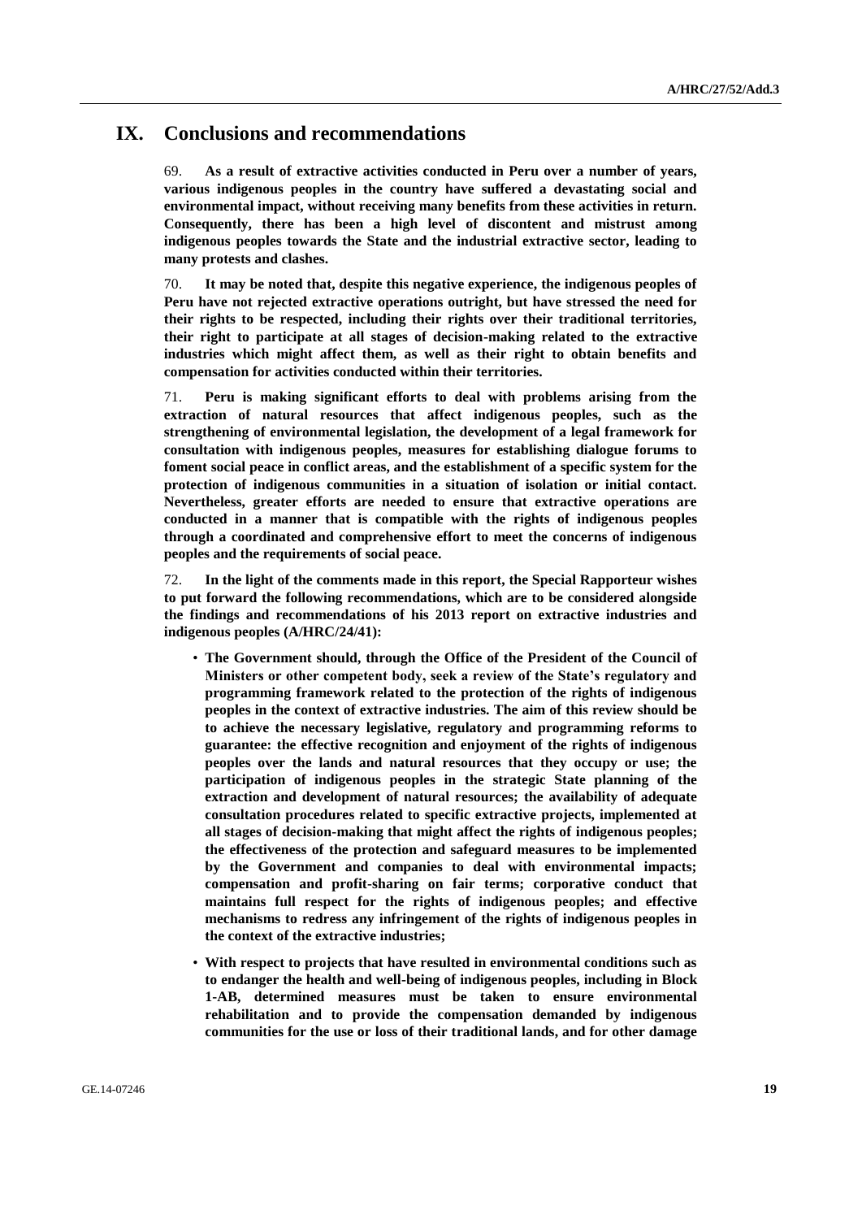# IX. Conclusions and recommendations

69. **As a result of extractive activities conducted in Peru over a number of years, various indigenous peoples in the country have suffered a devastating social and environmental impact, without receiving many benefits from these activities in return. Consequently, there has been a high level of discontent and mistrust among indigenous peoples towards the State and the industrial extractive sector, leading to many protests and clashes.**

70. **It may be noted that, despite this negative experience, the indigenous peoples of Peru have not rejected extractive operations outright, but have stressed the need for their rights to be respected, including their rights over their traditional territories, their right to participate at all stages of decision-making related to the extractive industries which might affect them, as well as their right to obtain benefits and compensation for activities conducted within their territories.**

71. **Peru is making significant efforts to deal with problems arising from the extraction of natural resources that affect indigenous peoples, such as the strengthening of environmental legislation, the development of a legal framework for consultation with indigenous peoples, measures for establishing dialogue forums to foment social peace in conflict areas, and the establishment of a specific system for the protection of indigenous communities in a situation of isolation or initial contact. Nevertheless, greater efforts are needed to ensure that extractive operations are conducted in a manner that is compatible with the rights of indigenous peoples through a coordinated and comprehensive effort to meet the concerns of indigenous peoples and the requirements of social peace.**

72. **In the light of the comments made in this report, the Special Rapporteur wishes to put forward the following recommendations, which are to be considered alongside the findings and recommendations of his 2013 report on extractive industries and indigenous peoples (A/HRC/24/41):**

- **The Government should, through the Office of the President of the Council of Ministers or other competent body, seek a review of the State's regulatory and programming framework related to the protection of the rights of indigenous peoples in the context of extractive industries. The aim of this review should be to achieve the necessary legislative, regulatory and programming reforms to guarantee: the effective recognition and enjoyment of the rights of indigenous peoples over the lands and natural resources that they occupy or use; the participation of indigenous peoples in the strategic State planning of the extraction and development of natural resources; the availability of adequate consultation procedures related to specific extractive projects, implemented at all stages of decision-making that might affect the rights of indigenous peoples; the effectiveness of the protection and safeguard measures to be implemented by the Government and companies to deal with environmental impacts; compensation and profit-sharing on fair terms; corporative conduct that maintains full respect for the rights of indigenous peoples; and effective mechanisms to redress any infringement of the rights of indigenous peoples in the context of the extractive industries;**
- **With respect to projects that have resulted in environmental conditions such as to endanger the health and well-being of indigenous peoples, including in Block 1-AB, determined measures must be taken to ensure environmental rehabilitation and to provide the compensation demanded by indigenous communities for the use or loss of their traditional lands, and for other damage**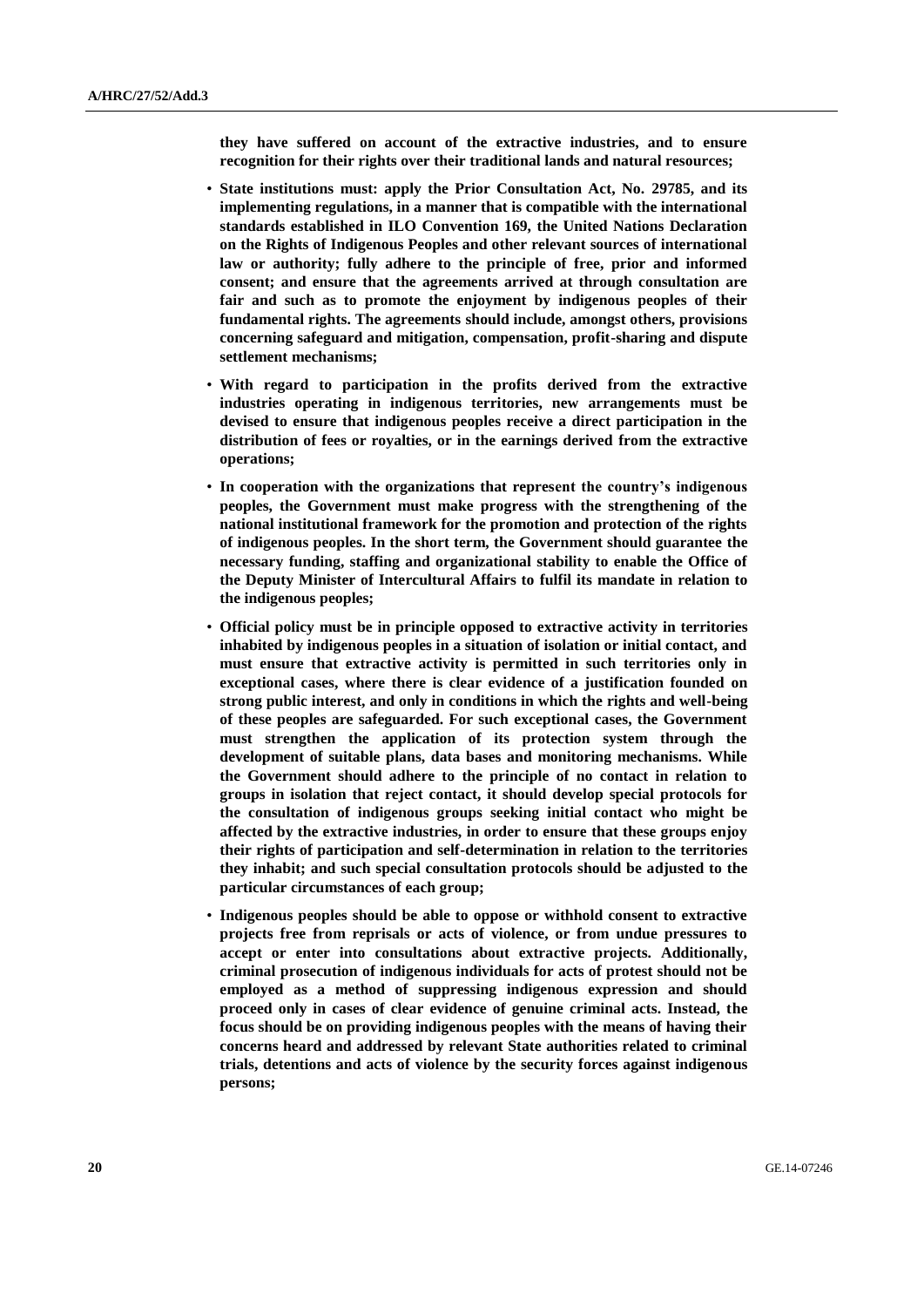**they have suffered on account of the extractive industries, and to ensure recognition for their rights over their traditional lands and natural resources;**

- **State institutions must: apply the Prior Consultation Act, No. 29785, and its implementing regulations, in a manner that is compatible with the international standards established in ILO Convention 169, the United Nations Declaration on the Rights of Indigenous Peoples and other relevant sources of international law or authority; fully adhere to the principle of free, prior and informed consent; and ensure that the agreements arrived at through consultation are fair and such as to promote the enjoyment by indigenous peoples of their fundamental rights. The agreements should include, amongst others, provisions concerning safeguard and mitigation, compensation, profit-sharing and dispute settlement mechanisms;**

- **With regard to participation in the profits derived from the extractive industries operating in indigenous territories, new arrangements must be devised to ensure that indigenous peoples receive a direct participation in the distribution of fees or royalties, or in the earnings derived from the extractive operations;**

- **In cooperation with the organizations that represent the country's indigenous peoples, the Government must make progress with the strengthening of the national institutional framework for the promotion and protection of the rights of indigenous peoples. In the short term, the Government should guarantee the necessary funding, staffing and organizational stability to enable the Office of the Deputy Minister of Intercultural Affairs to fulfil its mandate in relation to the indigenous peoples;**

- **Official policy must be in principle opposed to extractive activity in territories inhabited by indigenous peoples in a situation of isolation or initial contact, and must ensure that extractive activity is permitted in such territories only in exceptional cases, where there is clear evidence of a justification founded on strong public interest, and only in conditions in which the rights and well-being of these peoples are safeguarded. For such exceptional cases, the Government must strengthen the application of its protection system through the development of suitable plans, data bases and monitoring mechanisms. While the Government should adhere to the principle of no contact in relation to groups in isolation that reject contact, it should develop special protocols for the consultation of indigenous groups seeking initial contact who might be affected by the extractive industries, in order to ensure that these groups enjoy their rights of participation and self-determination in relation to the territories they inhabit; and such special consultation protocols should be adjusted to the particular circumstances of each group;**

- **Indigenous peoples should be able to oppose or withhold consent to extractive projects free from reprisals or acts of violence, or from undue pressures to accept or enter into consultations about extractive projects. Additionally, criminal prosecution of indigenous individuals for acts of protest should not be employed as a method of suppressing indigenous expression and should proceed only in cases of clear evidence of genuine criminal acts. Instead, the focus should be on providing indigenous peoples with the means of having their concerns heard and addressed by relevant State authorities related to criminal trials, detentions and acts of violence by the security forces against indigenous persons;**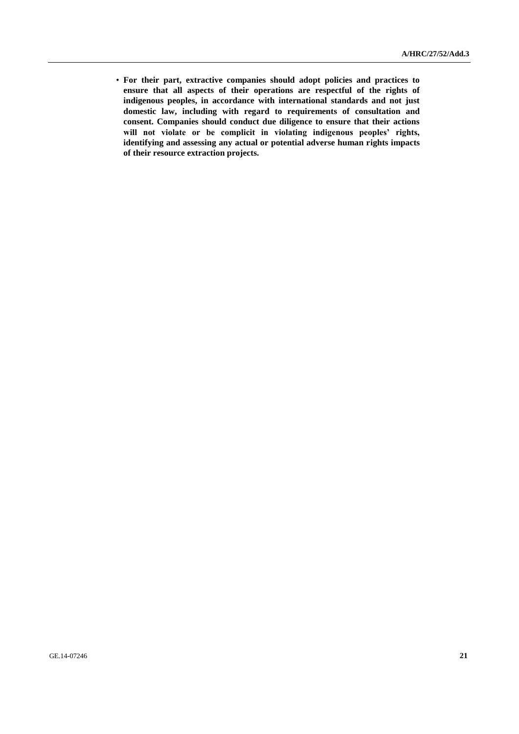- **For their part, extractive companies should adopt policies and practices to ensure that all aspects of their operations are respectful of the rights of indigenous peoples, in accordance with international standards and not just domestic law, including with regard to requirements of consultation and consent. Companies should conduct due diligence to ensure that their actions will not violate or be complicit in violating indigenous peoples' rights, identifying and assessing any actual or potential adverse human rights impacts of their resource extraction projects.**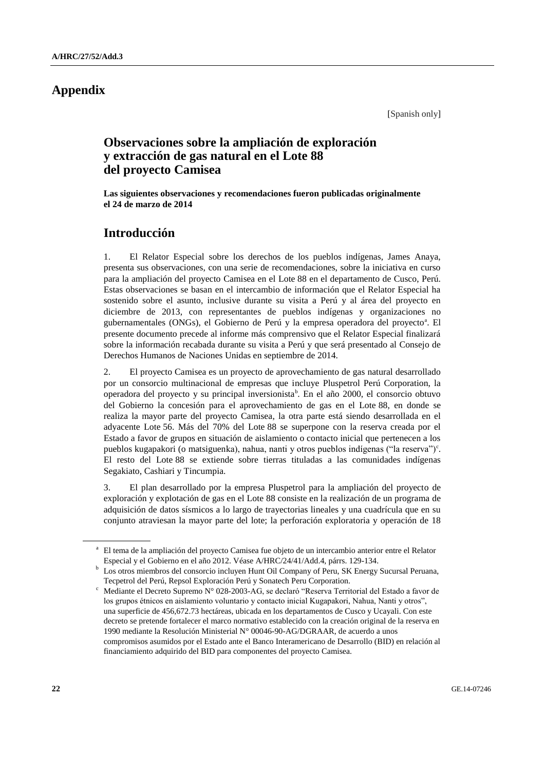# Appendix

[Spanish only]

## Observaciones sobre la ampliación de exploración y extracción de gas natural en el Lote 88 del proyecto Camisea

**Las siguientes observaciones y recomendaciones fueron publicadas originalmente el 24 de marzo de 2014**

## Introducción

1. El Relator Especial sobre los derechos de los pueblos indígenas, James Anaya, presenta sus observaciones, con una serie de recomendaciones, sobre la iniciativa en curso para la ampliación del proyecto Camisea en el Lote 88 en el departamento de Cusco, Perú. Estas observaciones se basan en el intercambio de información que el Relator Especial ha sostenido sobre el asunto, inclusive durante su visita a Perú y al área del proyecto en diciembre de 2013, con representantes de pueblos indígenas y organizaciones no gubernamentales (ONGs), el Gobierno de Perú y la empresa operadora del proyecto[a]. El presente documento precede al informe más comprensivo que el Relator Especial finalizará sobre la información recabada durante su visita a Perú y que será presentado al Consejo de Derechos Humanos de Naciones Unidas en septiembre de 2014.

2. El proyecto Camisea es un proyecto de aprovechamiento de gas natural desarrollado por un consorcio multinacional de empresas que incluye Pluspetrol Perú Corporation, la operadora del proyecto y su principal inversionista[b]. En el año 2000, el consorcio obtuvo del Gobierno la concesión para el aprovechamiento de gas en el Lote 88, en donde se realiza la mayor parte del proyecto Camisea, la otra parte está siendo desarrollada en el adyacente Lote 56. Más del 70% del Lote 88 se superpone con la reserva creada por el Estado a favor de grupos en situación de aislamiento o contacto inicial que pertenecen a los pueblos kugapakori (o matsiguenka), nahua, nanti y otros pueblos indígenas ("la reserva")[c]. El resto del Lote 88 se extiende sobre tierras tituladas a las comunidades indígenas Segakiato, Cashiari y Tincumpia.

3. El plan desarrollado por la empresa Pluspetrol para la ampliación del proyecto de exploración y explotación de gas en el Lote 88 consiste en la realización de un programa de adquisición de datos sísmicos a lo largo de trayectorias lineales y una cuadrícula que en su conjunto atraviesan la mayor parte del lote; la perforación exploratoria y operación de 18

---

[a] El tema de la ampliación del proyecto Camisea fue objeto de un intercambio anterior entre el Relator Especial y el Gobierno en el año 2012. Véase A/HRC/24/41/Add.4, párrs. 129-134.

[b] Los otros miembros del consorcio incluyen Hunt Oil Company of Peru, SK Energy Sucursal Peruana, Tecpetrol del Perú, Repsol Exploración Perú y Sonatech Peru Corporation.

[c] Mediante el Decreto Supremo N° 028-2003-AG, se declaró "Reserva Territorial del Estado a favor de los grupos étnicos en aislamiento voluntario y contacto inicial Kugapakori, Nahua, Nanti y otros", una superficie de 456,672.73 hectáreas, ubicada en los departamentos de Cusco y Ucayali. Con este decreto se pretende fortalecer el marco normativo establecido con la creación original de la reserva en 1990 mediante la Resolución Ministerial N° 00046-90-AG/DGRAAR, de acuerdo a unos compromisos asumidos por el Estado ante el Banco Interamericano de Desarrollo (BID) en relación al financiamiento adquirido del BID para componentes del proyecto Camisea.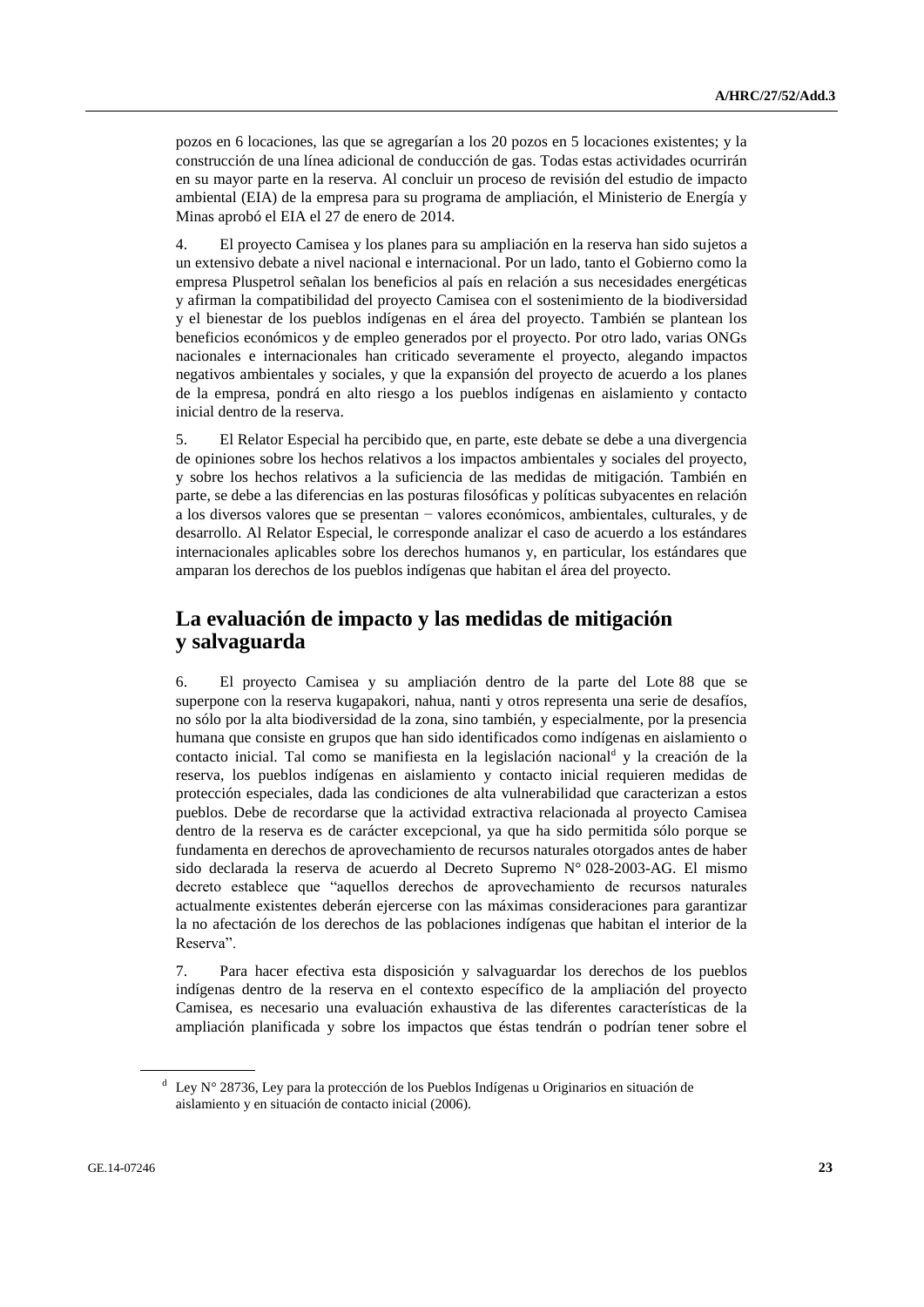pozos en 6 locaciones, las que se agregarían a los 20 pozos en 5 locaciones existentes; y la construcción de una línea adicional de conducción de gas. Todas estas actividades ocurrirán en su mayor parte en la reserva. Al concluir un proceso de revisión del estudio de impacto ambiental (EIA) de la empresa para su programa de ampliación, el Ministerio de Energía y Minas aprobó el EIA el 27 de enero de 2014.

4. El proyecto Camisea y los planes para su ampliación en la reserva han sido sujetos a un extensivo debate a nivel nacional e internacional. Por un lado, tanto el Gobierno como la empresa Pluspetrol señalan los beneficios al país en relación a sus necesidades energéticas y afirman la compatibilidad del proyecto Camisea con el sostenimiento de la biodiversidad y el bienestar de los pueblos indígenas en el área del proyecto. También se plantean los beneficios económicos y de empleo generados por el proyecto. Por otro lado, varias ONGs nacionales e internacionales han criticado severamente el proyecto, alegando impactos negativos ambientales y sociales, y que la expansión del proyecto de acuerdo a los planes de la empresa, pondrá en alto riesgo a los pueblos indígenas en aislamiento y contacto inicial dentro de la reserva.

5. El Relator Especial ha percibido que, en parte, este debate se debe a una divergencia de opiniones sobre los hechos relativos a los impactos ambientales y sociales del proyecto, y sobre los hechos relativos a la suficiencia de las medidas de mitigación. También en parte, se debe a las diferencias en las posturas filosóficas y políticas subyacentes en relación a los diversos valores que se presentan − valores económicos, ambientales, culturales, y de desarrollo. Al Relator Especial, le corresponde analizar el caso de acuerdo a los estándares internacionales aplicables sobre los derechos humanos y, en particular, los estándares que amparan los derechos de los pueblos indígenas que habitan el área del proyecto.

## La evaluación de impacto y las medidas de mitigación y salvaguarda

6. El proyecto Camisea y su ampliación dentro de la parte del Lote 88 que se superpone con la reserva kugapakori, nahua, nanti y otros representa una serie de desafíos, no sólo por la alta biodiversidad de la zona, sino también, y especialmente, por la presencia humana que consiste en grupos que han sido identificados como indígenas en aislamiento o contacto inicial. Tal como se manifiesta en la legislación nacional[d] y la creación de la reserva, los pueblos indígenas en aislamiento y contacto inicial requieren medidas de protección especiales, dada las condiciones de alta vulnerabilidad que caracterizan a estos pueblos. Debe de recordarse que la actividad extractiva relacionada al proyecto Camisea dentro de la reserva es de carácter excepcional, ya que ha sido permitida sólo porque se fundamenta en derechos de aprovechamiento de recursos naturales otorgados antes de haber sido declarada la reserva de acuerdo al Decreto Supremo N° 028-2003-AG. El mismo decreto establece que "aquellos derechos de aprovechamiento de recursos naturales actualmente existentes deberán ejercerse con las máximas consideraciones para garantizar la no afectación de los derechos de las poblaciones indígenas que habitan el interior de la Reserva".

7. Para hacer efectiva esta disposición y salvaguardar los derechos de los pueblos indígenas dentro de la reserva en el contexto específico de la ampliación del proyecto Camisea, es necesario una evaluación exhaustiva de las diferentes características de la ampliación planificada y sobre los impactos que éstas tendrán o podrían tener sobre el

[d] Ley N° 28736, Ley para la protección de los Pueblos Indígenas u Originarios en situación de aislamiento y en situación de contacto inicial (2006).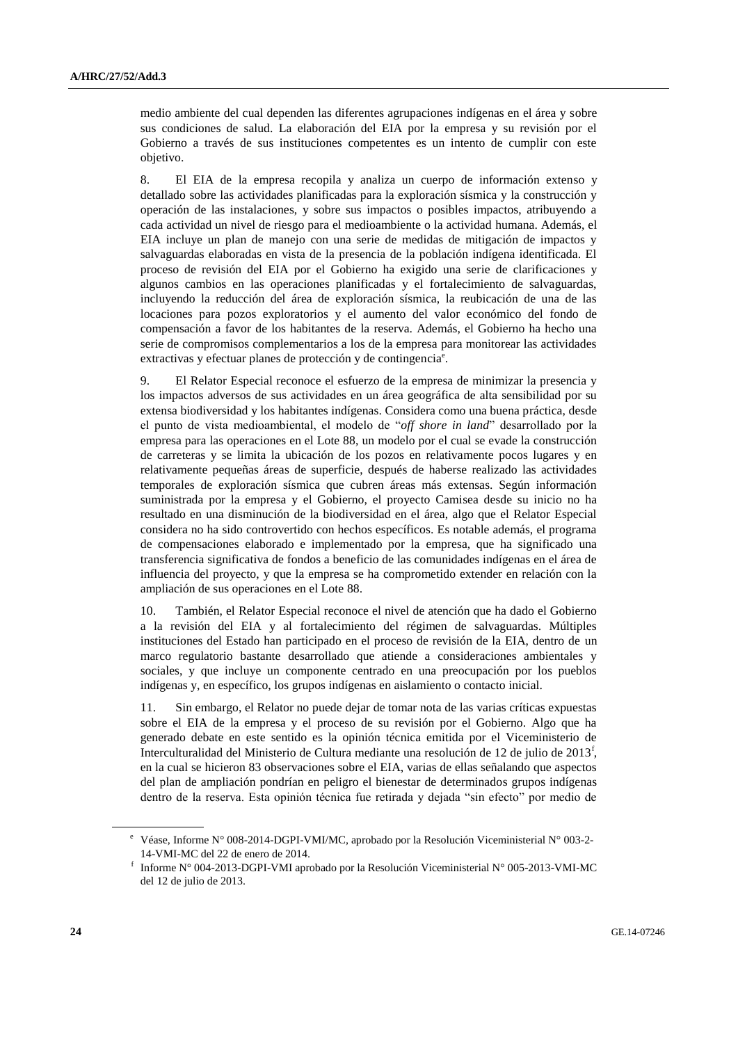medio ambiente del cual dependen las diferentes agrupaciones indígenas en el área y sobre sus condiciones de salud. La elaboración del EIA por la empresa y su revisión por el Gobierno a través de sus instituciones competentes es un intento de cumplir con este objetivo.

8. El EIA de la empresa recopila y analiza un cuerpo de información extenso y detallado sobre las actividades planificadas para la exploración sísmica y la construcción y operación de las instalaciones, y sobre sus impactos o posibles impactos, atribuyendo a cada actividad un nivel de riesgo para el medioambiente o la actividad humana. Además, el EIA incluye un plan de manejo con una serie de medidas de mitigación de impactos y salvaguardas elaboradas en vista de la presencia de la población indígena identificada. El proceso de revisión del EIA por el Gobierno ha exigido una serie de clarificaciones y algunos cambios en las operaciones planificadas y el fortalecimiento de salvaguardas, incluyendo la reducción del área de exploración sísmica, la reubicación de una de las locaciones para pozos exploratorios y el aumento del valor económico del fondo de compensación a favor de los habitantes de la reserva. Además, el Gobierno ha hecho una serie de compromisos complementarios a los de la empresa para monitorear las actividades extractivas y efectuar planes de protección y de contingencia[e].

9. El Relator Especial reconoce el esfuerzo de la empresa de minimizar la presencia y los impactos adversos de sus actividades en un área geográfica de alta sensibilidad por su extensa biodiversidad y los habitantes indígenas. Considera como una buena práctica, desde el punto de vista medioambiental, el modelo de "*off shore in land*" desarrollado por la empresa para las operaciones en el Lote 88, un modelo por el cual se evade la construcción de carreteras y se limita la ubicación de los pozos en relativamente pocos lugares y en relativamente pequeñas áreas de superficie, después de haberse realizado las actividades temporales de exploración sísmica que cubren áreas más extensas. Según información suministrada por la empresa y el Gobierno, el proyecto Camisea desde su inicio no ha resultado en una disminución de la biodiversidad en el área, algo que el Relator Especial considera no ha sido controvertido con hechos específicos. Es notable además, el programa de compensaciones elaborado e implementado por la empresa, que ha significado una transferencia significativa de fondos a beneficio de las comunidades indígenas en el área de influencia del proyecto, y que la empresa se ha comprometido extender en relación con la ampliación de sus operaciones en el Lote 88.

10. También, el Relator Especial reconoce el nivel de atención que ha dado el Gobierno a la revisión del EIA y al fortalecimiento del régimen de salvaguardas. Múltiples instituciones del Estado han participado en el proceso de revisión de la EIA, dentro de un marco regulatorio bastante desarrollado que atiende a consideraciones ambientales y sociales, y que incluye un componente centrado en una preocupación por los pueblos indígenas y, en específico, los grupos indígenas en aislamiento o contacto inicial.

11. Sin embargo, el Relator no puede dejar de tomar nota de las varias críticas expuestas sobre el EIA de la empresa y el proceso de su revisión por el Gobierno. Algo que ha generado debate en este sentido es la opinión técnica emitida por el Viceministerio de Interculturalidad del Ministerio de Cultura mediante una resolución de 12 de julio de 2013[f], en la cual se hicieron 83 observaciones sobre el EIA, varias de ellas señalando que aspectos del plan de ampliación pondrían en peligro el bienestar de determinados grupos indígenas dentro de la reserva. Esta opinión técnica fue retirada y dejada "sin efecto" por medio de

---

[e] Véase, Informe N° 008-2014-DGPI-VMI/MC, aprobado por la Resolución Viceministerial N° 003-2-14-VMI-MC del 22 de enero de 2014.

[f] Informe N° 004-2013-DGPI-VMI aprobado por la Resolución Viceministerial N° 005-2013-VMI-MC del 12 de julio de 2013.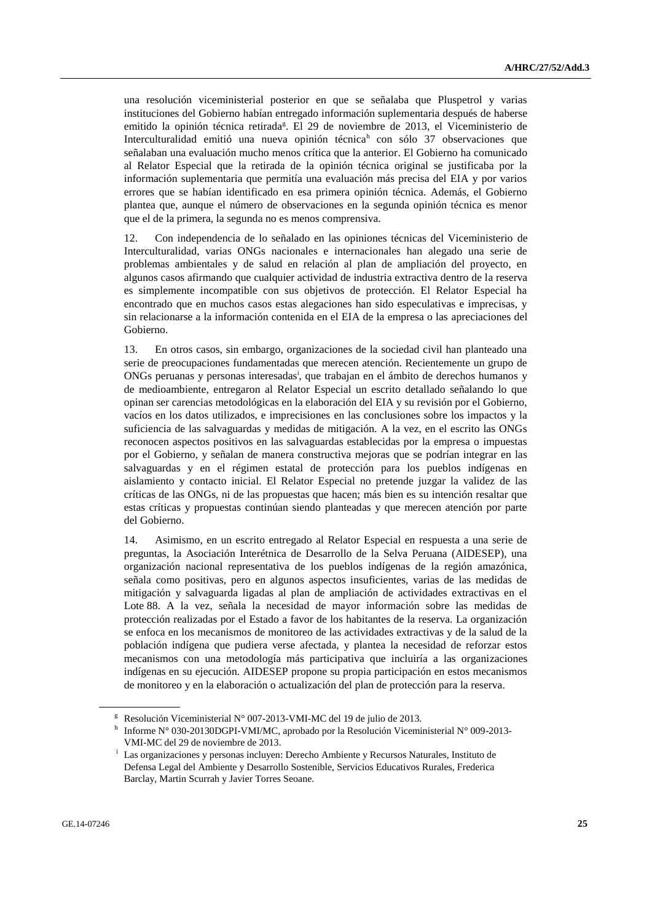una resolución viceministerial posterior en que se señalaba que Pluspetrol y varias instituciones del Gobierno habían entregado información suplementaria después de haberse emitido la opinión técnica retirada[g]. El 29 de noviembre de 2013, el Viceministerio de Interculturalidad emitió una nueva opinión técnica[h] con sólo 37 observaciones que señalaban una evaluación mucho menos crítica que la anterior. El Gobierno ha comunicado al Relator Especial que la retirada de la opinión técnica original se justificaba por la información suplementaria que permitía una evaluación más precisa del EIA y por varios errores que se habían identificado en esa primera opinión técnica. Además, el Gobierno plantea que, aunque el número de observaciones en la segunda opinión técnica es menor que el de la primera, la segunda no es menos comprensiva.

12. Con independencia de lo señalado en las opiniones técnicas del Viceministerio de Interculturalidad, varias ONGs nacionales e internacionales han alegado una serie de problemas ambientales y de salud en relación al plan de ampliación del proyecto, en algunos casos afirmando que cualquier actividad de industria extractiva dentro de la reserva es simplemente incompatible con sus objetivos de protección. El Relator Especial ha encontrado que en muchos casos estas alegaciones han sido especulativas e imprecisas, y sin relacionarse a la información contenida en el EIA de la empresa o las apreciaciones del Gobierno.

13. En otros casos, sin embargo, organizaciones de la sociedad civil han planteado una serie de preocupaciones fundamentadas que merecen atención. Recientemente un grupo de ONGs peruanas y personas interesadas[i], que trabajan en el ámbito de derechos humanos y de medioambiente, entregaron al Relator Especial un escrito detallado señalando lo que opinan ser carencias metodológicas en la elaboración del EIA y su revisión por el Gobierno, vacíos en los datos utilizados, e imprecisiones en las conclusiones sobre los impactos y la suficiencia de las salvaguardas y medidas de mitigación. A la vez, en el escrito las ONGs reconocen aspectos positivos en las salvaguardas establecidas por la empresa o impuestas por el Gobierno, y señalan de manera constructiva mejoras que se podrían integrar en las salvaguardas y en el régimen estatal de protección para los pueblos indígenas en aislamiento y contacto inicial. El Relator Especial no pretende juzgar la validez de las críticas de las ONGs, ni de las propuestas que hacen; más bien es su intención resaltar que estas críticas y propuestas continúan siendo planteadas y que merecen atención por parte del Gobierno.

14. Asimismo, en un escrito entregado al Relator Especial en respuesta a una serie de preguntas, la Asociación Interétnica de Desarrollo de la Selva Peruana (AIDESEP), una organización nacional representativa de los pueblos indígenas de la región amazónica, señala como positivas, pero en algunos aspectos insuficientes, varias de las medidas de mitigación y salvaguarda ligadas al plan de ampliación de actividades extractivas en el Lote 88. A la vez, señala la necesidad de mayor información sobre las medidas de protección realizadas por el Estado a favor de los habitantes de la reserva. La organización se enfoca en los mecanismos de monitoreo de las actividades extractivas y de la salud de la población indígena que pudiera verse afectada, y plantea la necesidad de reforzar estos mecanismos con una metodología más participativa que incluiría a las organizaciones indígenas en su ejecución. AIDESEP propone su propia participación en estos mecanismos de monitoreo y en la elaboración o actualización del plan de protección para la reserva.

---

[g] Resolución Viceministerial N° 007-2013-VMI-MC del 19 de julio de 2013.

[h] Informe N° 030-20130DGPI-VMI/MC, aprobado por la Resolución Viceministerial N° 009-2013-VMI-MC del 29 de noviembre de 2013.

[i] Las organizaciones y personas incluyen: Derecho Ambiente y Recursos Naturales, Instituto de Defensa Legal del Ambiente y Desarrollo Sostenible, Servicios Educativos Rurales, Frederica Barclay, Martin Scurrah y Javier Torres Seoane.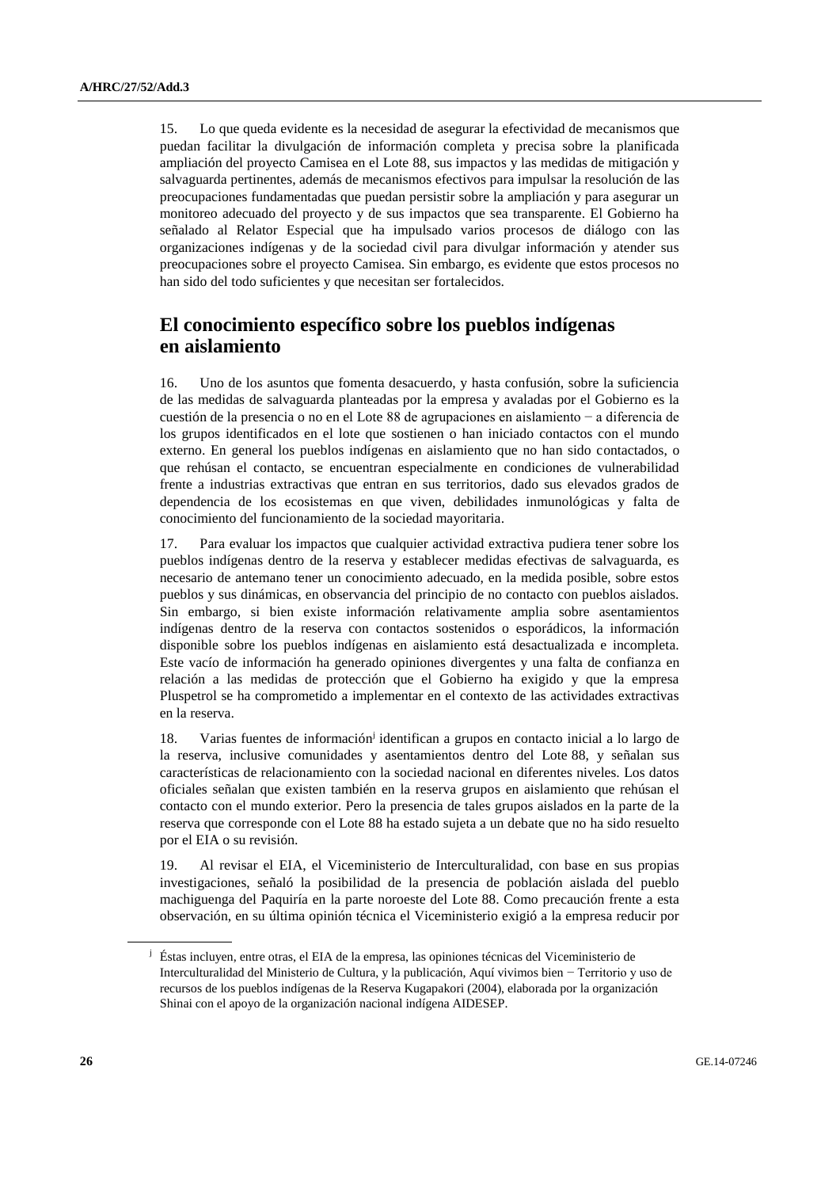15. Lo que queda evidente es la necesidad de asegurar la efectividad de mecanismos que puedan facilitar la divulgación de información completa y precisa sobre la planificada ampliación del proyecto Camisea en el Lote 88, sus impactos y las medidas de mitigación y salvaguarda pertinentes, además de mecanismos efectivos para impulsar la resolución de las preocupaciones fundamentadas que puedan persistir sobre la ampliación y para asegurar un monitoreo adecuado del proyecto y de sus impactos que sea transparente. El Gobierno ha señalado al Relator Especial que ha impulsado varios procesos de diálogo con las organizaciones indígenas y de la sociedad civil para divulgar información y atender sus preocupaciones sobre el proyecto Camisea. Sin embargo, es evidente que estos procesos no han sido del todo suficientes y que necesitan ser fortalecidos.

## El conocimiento específico sobre los pueblos indígenas en aislamiento

16. Uno de los asuntos que fomenta desacuerdo, y hasta confusión, sobre la suficiencia de las medidas de salvaguarda planteadas por la empresa y avaladas por el Gobierno es la cuestión de la presencia o no en el Lote 88 de agrupaciones en aislamiento − a diferencia de los grupos identificados en el lote que sostienen o han iniciado contactos con el mundo externo. En general los pueblos indígenas en aislamiento que no han sido contactados, o que rehúsan el contacto, se encuentran especialmente en condiciones de vulnerabilidad frente a industrias extractivas que entran en sus territorios, dado sus elevados grados de dependencia de los ecosistemas en que viven, debilidades inmunológicas y falta de conocimiento del funcionamiento de la sociedad mayoritaria.

17. Para evaluar los impactos que cualquier actividad extractiva pudiera tener sobre los pueblos indígenas dentro de la reserva y establecer medidas efectivas de salvaguarda, es necesario de antemano tener un conocimiento adecuado, en la medida posible, sobre estos pueblos y sus dinámicas, en observancia del principio de no contacto con pueblos aislados. Sin embargo, si bien existe información relativamente amplia sobre asentamientos indígenas dentro de la reserva con contactos sostenidos o esporádicos, la información disponible sobre los pueblos indígenas en aislamiento está desactualizada e incompleta. Este vacío de información ha generado opiniones divergentes y una falta de confianza en relación a las medidas de protección que el Gobierno ha exigido y que la empresa Pluspetrol se ha comprometido a implementar en el contexto de las actividades extractivas en la reserva.

18. Varias fuentes de información[j] identifican a grupos en contacto inicial a lo largo de la reserva, inclusive comunidades y asentamientos dentro del Lote 88, y señalan sus características de relacionamiento con la sociedad nacional en diferentes niveles. Los datos oficiales señalan que existen también en la reserva grupos en aislamiento que rehúsan el contacto con el mundo exterior. Pero la presencia de tales grupos aislados en la parte de la reserva que corresponde con el Lote 88 ha estado sujeta a un debate que no ha sido resuelto por el EIA o su revisión.

19. Al revisar el EIA, el Viceministerio de Interculturalidad, con base en sus propias investigaciones, señaló la posibilidad de la presencia de población aislada del pueblo machiguenga del Paquiría en la parte noroeste del Lote 88. Como precaución frente a esta observación, en su última opinión técnica el Viceministerio exigió a la empresa reducir por

---

[j] Éstas incluyen, entre otras, el EIA de la empresa, las opiniones técnicas del Viceministerio de Interculturalidad del Ministerio de Cultura, y la publicación, Aquí vivimos bien − Territorio y uso de recursos de los pueblos indígenas de la Reserva Kugapakori (2004), elaborada por la organización Shinai con el apoyo de la organización nacional indígena AIDESEP.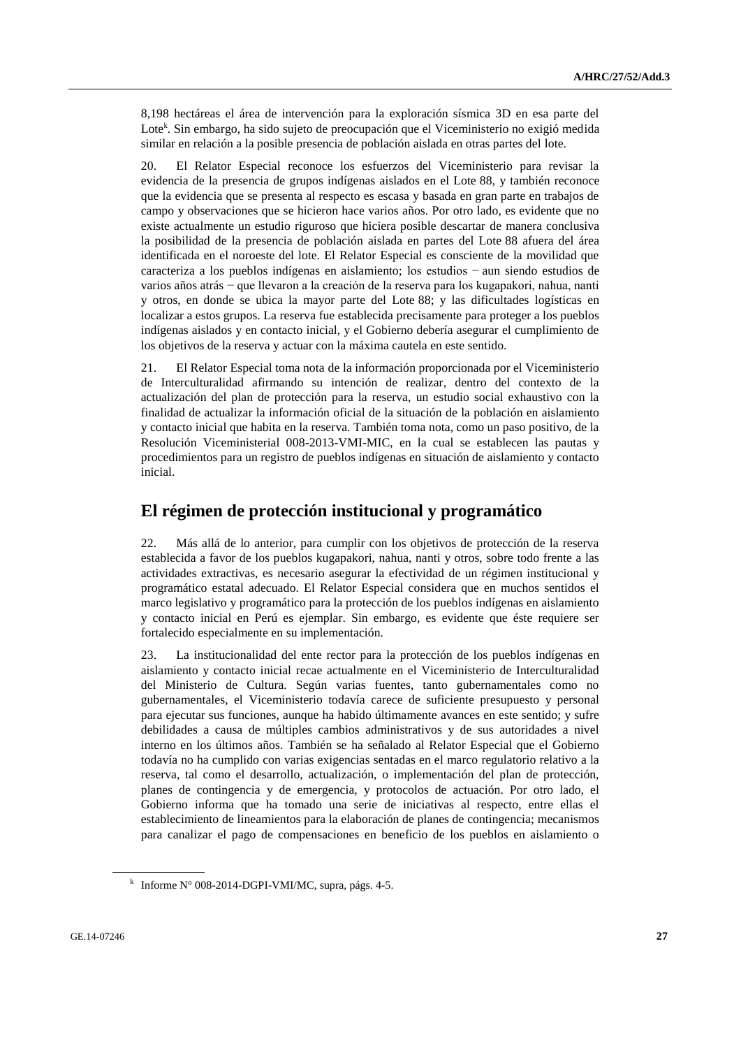8,198 hectáreas el área de intervención para la exploración sísmica 3D en esa parte del Lote[k]. Sin embargo, ha sido sujeto de preocupación que el Viceministerio no exigió medida similar en relación a la posible presencia de población aislada en otras partes del lote.

20. El Relator Especial reconoce los esfuerzos del Viceministerio para revisar la evidencia de la presencia de grupos indígenas aislados en el Lote 88, y también reconoce que la evidencia que se presenta al respecto es escasa y basada en gran parte en trabajos de campo y observaciones que se hicieron hace varios años. Por otro lado, es evidente que no existe actualmente un estudio riguroso que hiciera posible descartar de manera conclusiva la posibilidad de la presencia de población aislada en partes del Lote 88 afuera del área identificada en el noroeste del lote. El Relator Especial es consciente de la movilidad que caracteriza a los pueblos indígenas en aislamiento; los estudios − aun siendo estudios de varios años atrás − que llevaron a la creación de la reserva para los kugapakori, nahua, nanti y otros, en donde se ubica la mayor parte del Lote 88; y las dificultades logísticas en localizar a estos grupos. La reserva fue establecida precisamente para proteger a los pueblos indígenas aislados y en contacto inicial, y el Gobierno debería asegurar el cumplimiento de los objetivos de la reserva y actuar con la máxima cautela en este sentido.

21. El Relator Especial toma nota de la información proporcionada por el Viceministerio de Interculturalidad afirmando su intención de realizar, dentro del contexto de la actualización del plan de protección para la reserva, un estudio social exhaustivo con la finalidad de actualizar la información oficial de la situación de la población en aislamiento y contacto inicial que habita en la reserva. También toma nota, como un paso positivo, de la Resolución Viceministerial 008-2013-VMI-MIC, en la cual se establecen las pautas y procedimientos para un registro de pueblos indígenas en situación de aislamiento y contacto inicial.

## El régimen de protección institucional y programático

22. Más allá de lo anterior, para cumplir con los objetivos de protección de la reserva establecida a favor de los pueblos kugapakori, nahua, nanti y otros, sobre todo frente a las actividades extractivas, es necesario asegurar la efectividad de un régimen institucional y programático estatal adecuado. El Relator Especial considera que en muchos sentidos el marco legislativo y programático para la protección de los pueblos indígenas en aislamiento y contacto inicial en Perú es ejemplar. Sin embargo, es evidente que éste requiere ser fortalecido especialmente en su implementación.

23. La institucionalidad del ente rector para la protección de los pueblos indígenas en aislamiento y contacto inicial recae actualmente en el Viceministerio de Interculturalidad del Ministerio de Cultura. Según varias fuentes, tanto gubernamentales como no gubernamentales, el Viceministerio todavía carece de suficiente presupuesto y personal para ejecutar sus funciones, aunque ha habido últimamente avances en este sentido; y sufre debilidades a causa de múltiples cambios administrativos y de sus autoridades a nivel interno en los últimos años. También se ha señalado al Relator Especial que el Gobierno todavía no ha cumplido con varias exigencias sentadas en el marco regulatorio relativo a la reserva, tal como el desarrollo, actualización, o implementación del plan de protección, planes de contingencia y de emergencia, y protocolos de actuación. Por otro lado, el Gobierno informa que ha tomado una serie de iniciativas al respecto, entre ellas el establecimiento de lineamientos para la elaboración de planes de contingencia; mecanismos para canalizar el pago de compensaciones en beneficio de los pueblos en aislamiento o

[k] Informe N° 008-2014-DGPI-VMI/MC, supra, págs. 4-5.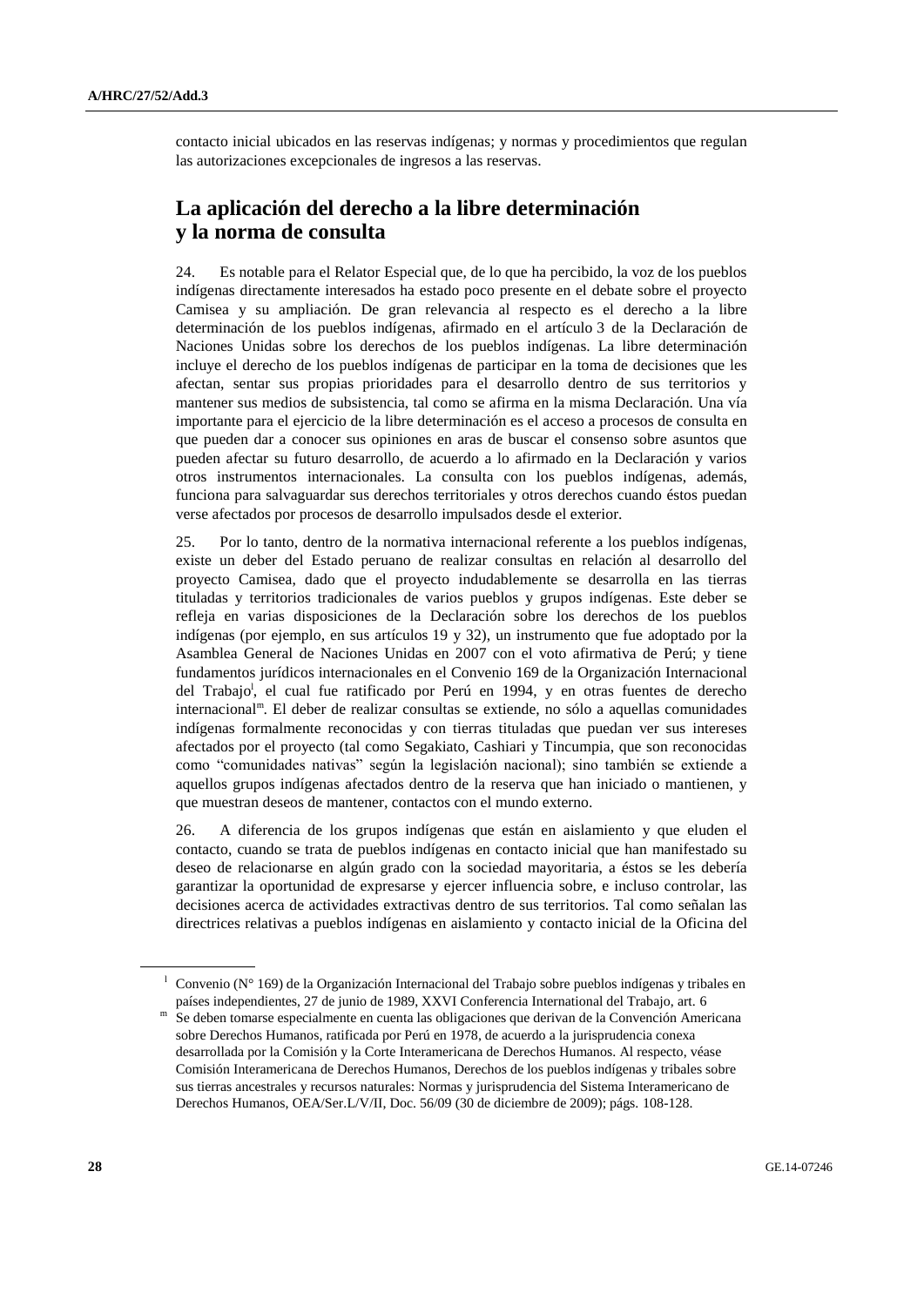contacto inicial ubicados en las reservas indígenas; y normas y procedimientos que regulan las autorizaciones excepcionales de ingresos a las reservas.

## La aplicación del derecho a la libre determinación y la norma de consulta

24. Es notable para el Relator Especial que, de lo que ha percibido, la voz de los pueblos indígenas directamente interesados ha estado poco presente en el debate sobre el proyecto Camisea y su ampliación. De gran relevancia al respecto es el derecho a la libre determinación de los pueblos indígenas, afirmado en el artículo 3 de la Declaración de Naciones Unidas sobre los derechos de los pueblos indígenas. La libre determinación incluye el derecho de los pueblos indígenas de participar en la toma de decisiones que les afectan, sentar sus propias prioridades para el desarrollo dentro de sus territorios y mantener sus medios de subsistencia, tal como se afirma en la misma Declaración. Una vía importante para el ejercicio de la libre determinación es el acceso a procesos de consulta en que pueden dar a conocer sus opiniones en aras de buscar el consenso sobre asuntos que pueden afectar su futuro desarrollo, de acuerdo a lo afirmado en la Declaración y varios otros instrumentos internacionales. La consulta con los pueblos indígenas, además, funciona para salvaguardar sus derechos territoriales y otros derechos cuando éstos puedan verse afectados por procesos de desarrollo impulsados desde el exterior.

25. Por lo tanto, dentro de la normativa internacional referente a los pueblos indígenas, existe un deber del Estado peruano de realizar consultas en relación al desarrollo del proyecto Camisea, dado que el proyecto indudablemente se desarrolla en las tierras tituladas y territorios tradicionales de varios pueblos y grupos indígenas. Este deber se refleja en varias disposiciones de la Declaración sobre los derechos de los pueblos indígenas (por ejemplo, en sus artículos 19 y 32), un instrumento que fue adoptado por la Asamblea General de Naciones Unidas en 2007 con el voto afirmativa de Perú; y tiene fundamentos jurídicos internacionales en el Convenio 169 de la Organización Internacional del Trabajo[l], el cual fue ratificado por Perú en 1994, y en otras fuentes de derecho internacional[m]. El deber de realizar consultas se extiende, no sólo a aquellas comunidades indígenas formalmente reconocidas y con tierras tituladas que puedan ver sus intereses afectados por el proyecto (tal como Segakiato, Cashiari y Tincumpia, que son reconocidas como "comunidades nativas" según la legislación nacional); sino también se extiende a aquellos grupos indígenas afectados dentro de la reserva que han iniciado o mantienen, y que muestran deseos de mantener, contactos con el mundo externo.

26. A diferencia de los grupos indígenas que están en aislamiento y que eluden el contacto, cuando se trata de pueblos indígenas en contacto inicial que han manifestado su deseo de relacionarse en algún grado con la sociedad mayoritaria, a éstos se les debería garantizar la oportunidad de expresarse y ejercer influencia sobre, e incluso controlar, las decisiones acerca de actividades extractivas dentro de sus territorios. Tal como señalan las directrices relativas a pueblos indígenas en aislamiento y contacto inicial de la Oficina del

---

[l] Convenio (N° 169) de la Organización Internacional del Trabajo sobre pueblos indígenas y tribales en países independientes, 27 de junio de 1989, XXVI Conferencia International del Trabajo, art. 6

[m] Se deben tomarse especialmente en cuenta las obligaciones que derivan de la Convención Americana sobre Derechos Humanos, ratificada por Perú en 1978, de acuerdo a la jurisprudencia conexa desarrollada por la Comisión y la Corte Interamericana de Derechos Humanos. Al respecto, véase Comisión Interamericana de Derechos Humanos, Derechos de los pueblos indígenas y tribales sobre sus tierras ancestrales y recursos naturales: Normas y jurisprudencia del Sistema Interamericano de Derechos Humanos, OEA/Ser.L/V/II, Doc. 56/09 (30 de diciembre de 2009); págs. 108-128.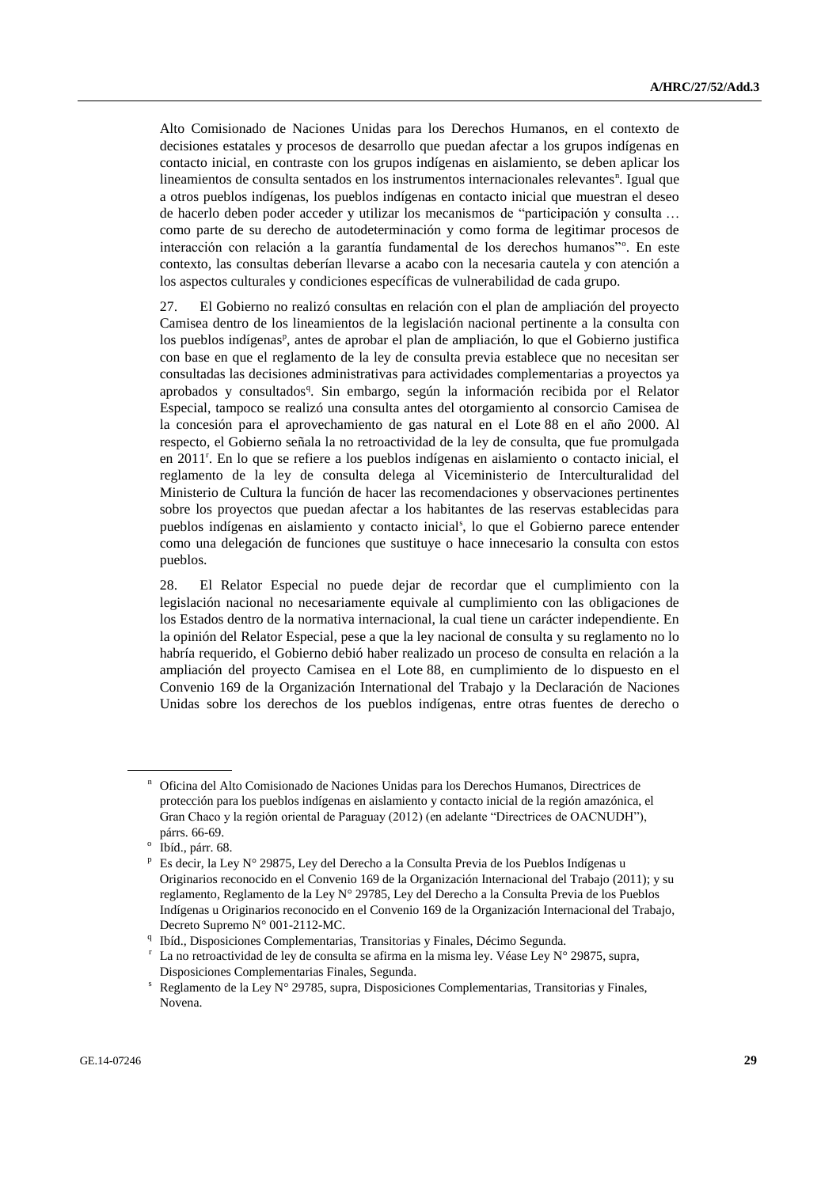Alto Comisionado de Naciones Unidas para los Derechos Humanos, en el contexto de decisiones estatales y procesos de desarrollo que puedan afectar a los grupos indígenas en contacto inicial, en contraste con los grupos indígenas en aislamiento, se deben aplicar los lineamientos de consulta sentados en los instrumentos internacionales relevantes[n]. Igual que a otros pueblos indígenas, los pueblos indígenas en contacto inicial que muestran el deseo de hacerlo deben poder acceder y utilizar los mecanismos de "participación y consulta … como parte de su derecho de autodeterminación y como forma de legitimar procesos de interacción con relación a la garantía fundamental de los derechos humanos"[o]. En este contexto, las consultas deberían llevarse a acabo con la necesaria cautela y con atención a los aspectos culturales y condiciones específicas de vulnerabilidad de cada grupo.

27. El Gobierno no realizó consultas en relación con el plan de ampliación del proyecto Camisea dentro de los lineamientos de la legislación nacional pertinente a la consulta con los pueblos indígenas[p], antes de aprobar el plan de ampliación, lo que el Gobierno justifica con base en que el reglamento de la ley de consulta previa establece que no necesitan ser consultadas las decisiones administrativas para actividades complementarias a proyectos ya aprobados y consultados[q]. Sin embargo, según la información recibida por el Relator Especial, tampoco se realizó una consulta antes del otorgamiento al consorcio Camisea de la concesión para el aprovechamiento de gas natural en el Lote 88 en el año 2000. Al respecto, el Gobierno señala la no retroactividad de la ley de consulta, que fue promulgada en 2011[r]. En lo que se refiere a los pueblos indígenas en aislamiento o contacto inicial, el reglamento de la ley de consulta delega al Viceministerio de Interculturalidad del Ministerio de Cultura la función de hacer las recomendaciones y observaciones pertinentes sobre los proyectos que puedan afectar a los habitantes de las reservas establecidas para pueblos indígenas en aislamiento y contacto inicial[s], lo que el Gobierno parece entender como una delegación de funciones que sustituye o hace innecesario la consulta con estos pueblos.

28. El Relator Especial no puede dejar de recordar que el cumplimiento con la legislación nacional no necesariamente equivale al cumplimiento con las obligaciones de los Estados dentro de la normativa internacional, la cual tiene un carácter independiente. En la opinión del Relator Especial, pese a que la ley nacional de consulta y su reglamento no lo habría requerido, el Gobierno debió haber realizado un proceso de consulta en relación a la ampliación del proyecto Camisea en el Lote 88, en cumplimiento de lo dispuesto en el Convenio 169 de la Organización International del Trabajo y la Declaración de Naciones Unidas sobre los derechos de los pueblos indígenas, entre otras fuentes de derecho o

---

[n] Oficina del Alto Comisionado de Naciones Unidas para los Derechos Humanos, Directrices de protección para los pueblos indígenas en aislamiento y contacto inicial de la región amazónica, el Gran Chaco y la región oriental de Paraguay (2012) (en adelante "Directrices de OACNUDH"), párrs. 66-69.

[o] Ibíd., párr. 68.

[p] Es decir, la Ley N° 29875, Ley del Derecho a la Consulta Previa de los Pueblos Indígenas u Originarios reconocido en el Convenio 169 de la Organización Internacional del Trabajo (2011); y su reglamento, Reglamento de la Ley N° 29785, Ley del Derecho a la Consulta Previa de los Pueblos Indígenas u Originarios reconocido en el Convenio 169 de la Organización Internacional del Trabajo, Decreto Supremo N° 001-2112-MC.

[q] Ibíd., Disposiciones Complementarias, Transitorias y Finales, Décimo Segunda.

[r] La no retroactividad de ley de consulta se afirma en la misma ley. Véase Ley N° 29875, supra, Disposiciones Complementarias Finales, Segunda.

[s] Reglamento de la Ley N° 29785, supra, Disposiciones Complementarias, Transitorias y Finales, Novena.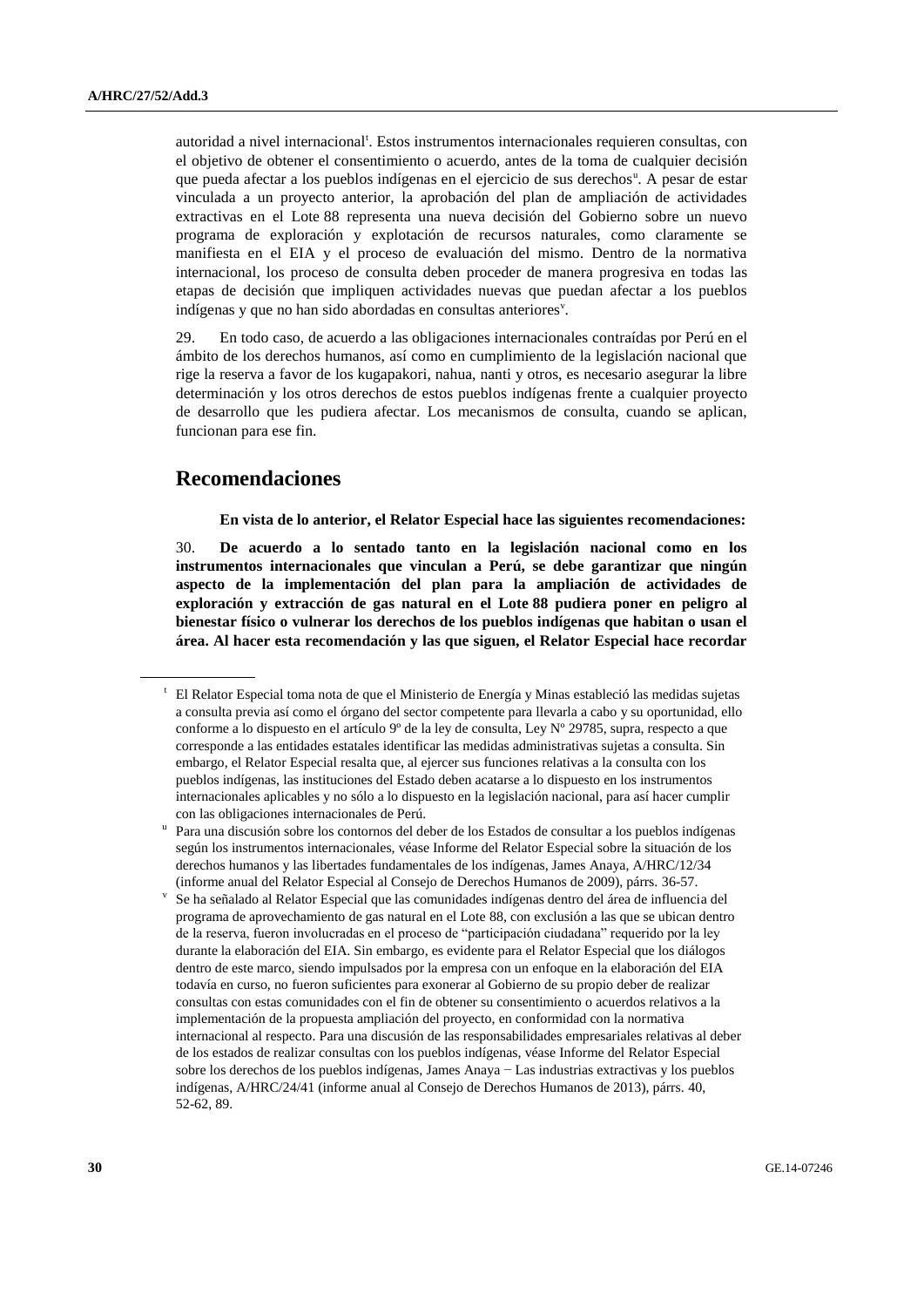autoridad a nivel internacional[t]. Estos instrumentos internacionales requieren consultas, con el objetivo de obtener el consentimiento o acuerdo, antes de la toma de cualquier decisión que pueda afectar a los pueblos indígenas en el ejercicio de sus derechos[u]. A pesar de estar vinculada a un proyecto anterior, la aprobación del plan de ampliación de actividades extractivas en el Lote 88 representa una nueva decisión del Gobierno sobre un nuevo programa de exploración y explotación de recursos naturales, como claramente se manifiesta en el EIA y el proceso de evaluación del mismo. Dentro de la normativa internacional, los proceso de consulta deben proceder de manera progresiva en todas las etapas de decisión que impliquen actividades nuevas que puedan afectar a los pueblos indígenas y que no han sido abordadas en consultas anteriores[v].

29. En todo caso, de acuerdo a las obligaciones internacionales contraídas por Perú en el ámbito de los derechos humanos, así como en cumplimiento de la legislación nacional que rige la reserva a favor de los kugapakori, nahua, nanti y otros, es necesario asegurar la libre determinación y los otros derechos de estos pueblos indígenas frente a cualquier proyecto de desarrollo que les pudiera afectar. Los mecanismos de consulta, cuando se aplican, funcionan para ese fin.

## Recomendaciones

**En vista de lo anterior, el Relator Especial hace las siguientes recomendaciones:**

30. **De acuerdo a lo sentado tanto en la legislación nacional como en los instrumentos internacionales que vinculan a Perú, se debe garantizar que ningún aspecto de la implementación del plan para la ampliación de actividades de exploración y extracción de gas natural en el Lote 88 pudiera poner en peligro al bienestar físico o vulnerar los derechos de los pueblos indígenas que habitan o usan el área. Al hacer esta recomendación y las que siguen, el Relator Especial hace recordar**

---

[t] El Relator Especial toma nota de que el Ministerio de Energía y Minas estableció las medidas sujetas a consulta previa así como el órgano del sector competente para llevarla a cabo y su oportunidad, ello conforme a lo dispuesto en el artículo 9º de la ley de consulta, Ley Nº 29785, supra, respecto a que corresponde a las entidades estatales identificar las medidas administrativas sujetas a consulta. Sin embargo, el Relator Especial resalta que, al ejercer sus funciones relativas a la consulta con los pueblos indígenas, las instituciones del Estado deben acatarse a lo dispuesto en los instrumentos internacionales aplicables y no sólo a lo dispuesto en la legislación nacional, para así hacer cumplir con las obligaciones internacionales de Perú.

[u] Para una discusión sobre los contornos del deber de los Estados de consultar a los pueblos indígenas según los instrumentos internacionales, véase Informe del Relator Especial sobre la situación de los derechos humanos y las libertades fundamentales de los indígenas, James Anaya, A/HRC/12/34 (informe anual del Relator Especial al Consejo de Derechos Humanos de 2009), párrs. 36-57.

[v] Se ha señalado al Relator Especial que las comunidades indígenas dentro del área de influencia del programa de aprovechamiento de gas natural en el Lote 88, con exclusión a las que se ubican dentro de la reserva, fueron involucradas en el proceso de "participación ciudadana" requerido por la ley durante la elaboración del EIA. Sin embargo, es evidente para el Relator Especial que los diálogos dentro de este marco, siendo impulsados por la empresa con un enfoque en la elaboración del EIA todavía en curso, no fueron suficientes para exonerar al Gobierno de su propio deber de realizar consultas con estas comunidades con el fin de obtener su consentimiento o acuerdos relativos a la implementación de la propuesta ampliación del proyecto, en conformidad con la normativa internacional al respecto. Para una discusión de las responsabilidades empresariales relativas al deber de los estados de realizar consultas con los pueblos indígenas, véase Informe del Relator Especial sobre los derechos de los pueblos indígenas, James Anaya − Las industrias extractivas y los pueblos indígenas, A/HRC/24/41 (informe anual al Consejo de Derechos Humanos de 2013), párrs. 40, 52-62, 89.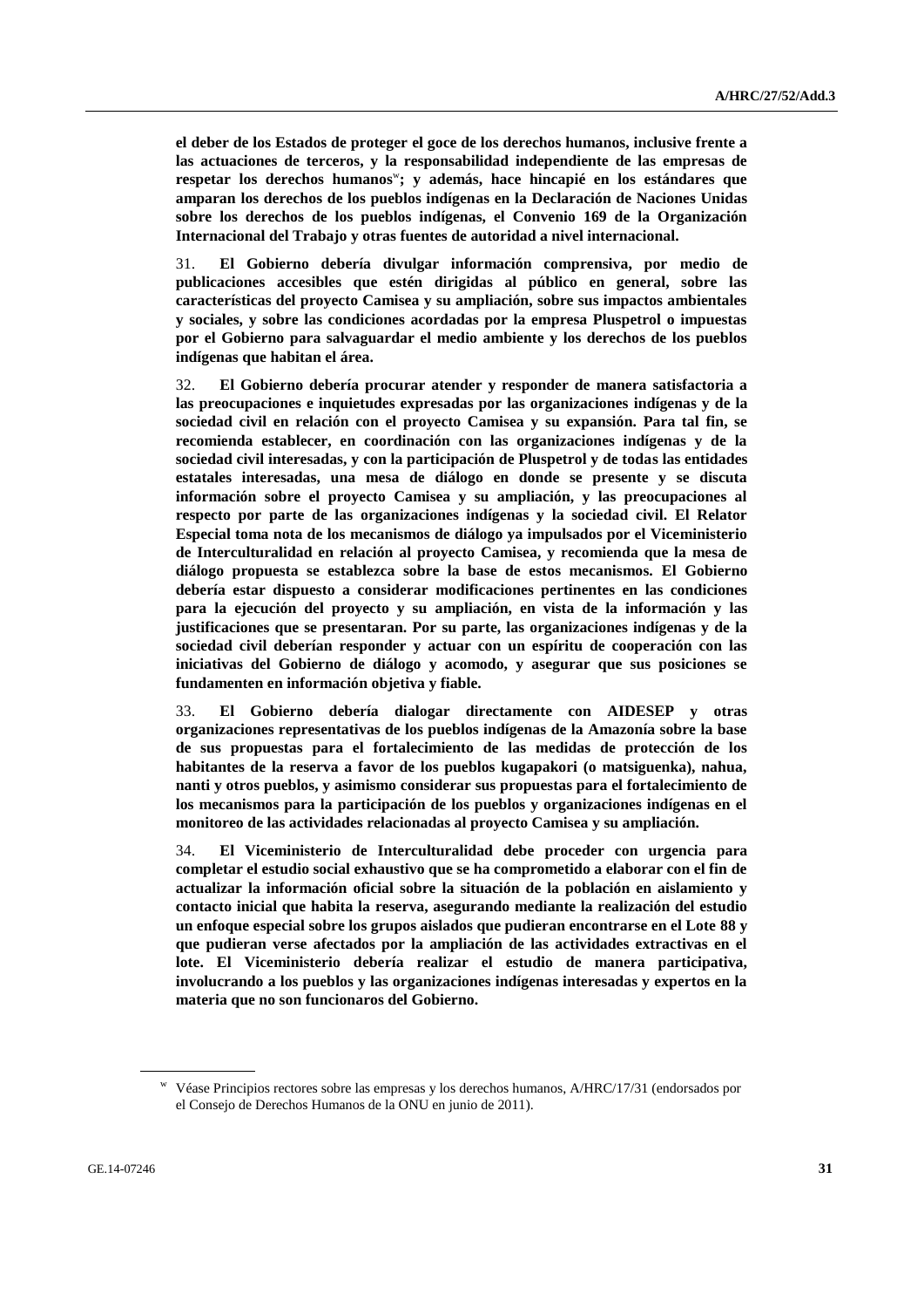**el deber de los Estados de proteger el goce de los derechos humanos, inclusive frente a las actuaciones de terceros, y la responsabilidad independiente de las empresas de respetar los derechos humanos**[w]**; y además, hace hincapié en los estándares que amparan los derechos de los pueblos indígenas en la Declaración de Naciones Unidas sobre los derechos de los pueblos indígenas, el Convenio 169 de la Organización Internacional del Trabajo y otras fuentes de autoridad a nivel internacional.**

31. **El Gobierno debería divulgar información comprensiva, por medio de publicaciones accesibles que estén dirigidas al público en general, sobre las características del proyecto Camisea y su ampliación, sobre sus impactos ambientales y sociales, y sobre las condiciones acordadas por la empresa Pluspetrol o impuestas por el Gobierno para salvaguardar el medio ambiente y los derechos de los pueblos indígenas que habitan el área.**

32. **El Gobierno debería procurar atender y responder de manera satisfactoria a las preocupaciones e inquietudes expresadas por las organizaciones indígenas y de la sociedad civil en relación con el proyecto Camisea y su expansión. Para tal fin, se recomienda establecer, en coordinación con las organizaciones indígenas y de la sociedad civil interesadas, y con la participación de Pluspetrol y de todas las entidades estatales interesadas, una mesa de diálogo en donde se presente y se discuta información sobre el proyecto Camisea y su ampliación, y las preocupaciones al respecto por parte de las organizaciones indígenas y la sociedad civil. El Relator Especial toma nota de los mecanismos de diálogo ya impulsados por el Viceministerio de Interculturalidad en relación al proyecto Camisea, y recomienda que la mesa de diálogo propuesta se establezca sobre la base de estos mecanismos. El Gobierno debería estar dispuesto a considerar modificaciones pertinentes en las condiciones para la ejecución del proyecto y su ampliación, en vista de la información y las justificaciones que se presentaran. Por su parte, las organizaciones indígenas y de la sociedad civil deberían responder y actuar con un espíritu de cooperación con las iniciativas del Gobierno de diálogo y acomodo, y asegurar que sus posiciones se fundamenten en información objetiva y fiable.**

33. **El Gobierno debería dialogar directamente con AIDESEP y otras organizaciones representativas de los pueblos indígenas de la Amazonía sobre la base de sus propuestas para el fortalecimiento de las medidas de protección de los habitantes de la reserva a favor de los pueblos kugapakori (o matsiguenka), nahua, nanti y otros pueblos, y asimismo considerar sus propuestas para el fortalecimiento de los mecanismos para la participación de los pueblos y organizaciones indígenas en el monitoreo de las actividades relacionadas al proyecto Camisea y su ampliación.**

34. **El Viceministerio de Interculturalidad debe proceder con urgencia para completar el estudio social exhaustivo que se ha comprometido a elaborar con el fin de actualizar la información oficial sobre la situación de la población en aislamiento y contacto inicial que habita la reserva, asegurando mediante la realización del estudio un enfoque especial sobre los grupos aislados que pudieran encontrarse en el Lote 88 y que pudieran verse afectados por la ampliación de las actividades extractivas en el lote. El Viceministerio debería realizar el estudio de manera participativa, involucrando a los pueblos y las organizaciones indígenas interesadas y expertos en la materia que no son funcionaros del Gobierno.**

---

[w] Véase Principios rectores sobre las empresas y los derechos humanos, A/HRC/17/31 (endorsados por el Consejo de Derechos Humanos de la ONU en junio de 2011).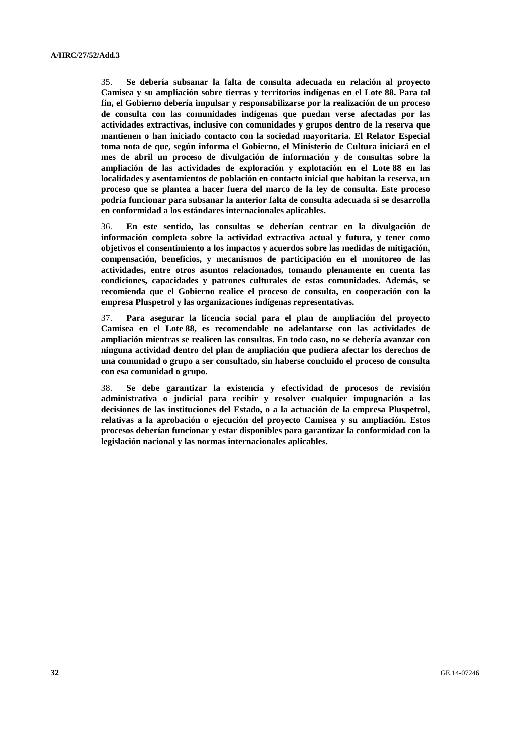35. **Se debería subsanar la falta de consulta adecuada en relación al proyecto Camisea y su ampliación sobre tierras y territorios indígenas en el Lote 88. Para tal fin, el Gobierno debería impulsar y responsabilizarse por la realización de un proceso de consulta con las comunidades indígenas que puedan verse afectadas por las actividades extractivas, inclusive con comunidades y grupos dentro de la reserva que mantienen o han iniciado contacto con la sociedad mayoritaria. El Relator Especial toma nota de que, según informa el Gobierno, el Ministerio de Cultura iniciará en el mes de abril un proceso de divulgación de información y de consultas sobre la ampliación de las actividades de exploración y explotación en el Lote 88 en las localidades y asentamientos de población en contacto inicial que habitan la reserva, un proceso que se plantea a hacer fuera del marco de la ley de consulta. Este proceso podría funcionar para subsanar la anterior falta de consulta adecuada si se desarrolla en conformidad a los estándares internacionales aplicables.**

36. **En este sentido, las consultas se deberían centrar en la divulgación de información completa sobre la actividad extractiva actual y futura, y tener como objetivos el consentimiento a los impactos y acuerdos sobre las medidas de mitigación, compensación, beneficios, y mecanismos de participación en el monitoreo de las actividades, entre otros asuntos relacionados, tomando plenamente en cuenta las condiciones, capacidades y patrones culturales de estas comunidades. Además, se recomienda que el Gobierno realice el proceso de consulta, en cooperación con la empresa Pluspetrol y las organizaciones indígenas representativas.**

37. **Para asegurar la licencia social para el plan de ampliación del proyecto Camisea en el Lote 88, es recomendable no adelantarse con las actividades de ampliación mientras se realicen las consultas. En todo caso, no se debería avanzar con ninguna actividad dentro del plan de ampliación que pudiera afectar los derechos de una comunidad o grupo a ser consultado, sin haberse concluido el proceso de consulta con esa comunidad o grupo.**

38. **Se debe garantizar la existencia y efectividad de procesos de revisión administrativa o judicial para recibir y resolver cualquier impugnación a las decisiones de las instituciones del Estado, o a la actuación de la empresa Pluspetrol, relativas a la aprobación o ejecución del proyecto Camisea y su ampliación. Estos procesos deberían funcionar y estar disponibles para garantizar la conformidad con la legislación nacional y las normas internacionales aplicables.**